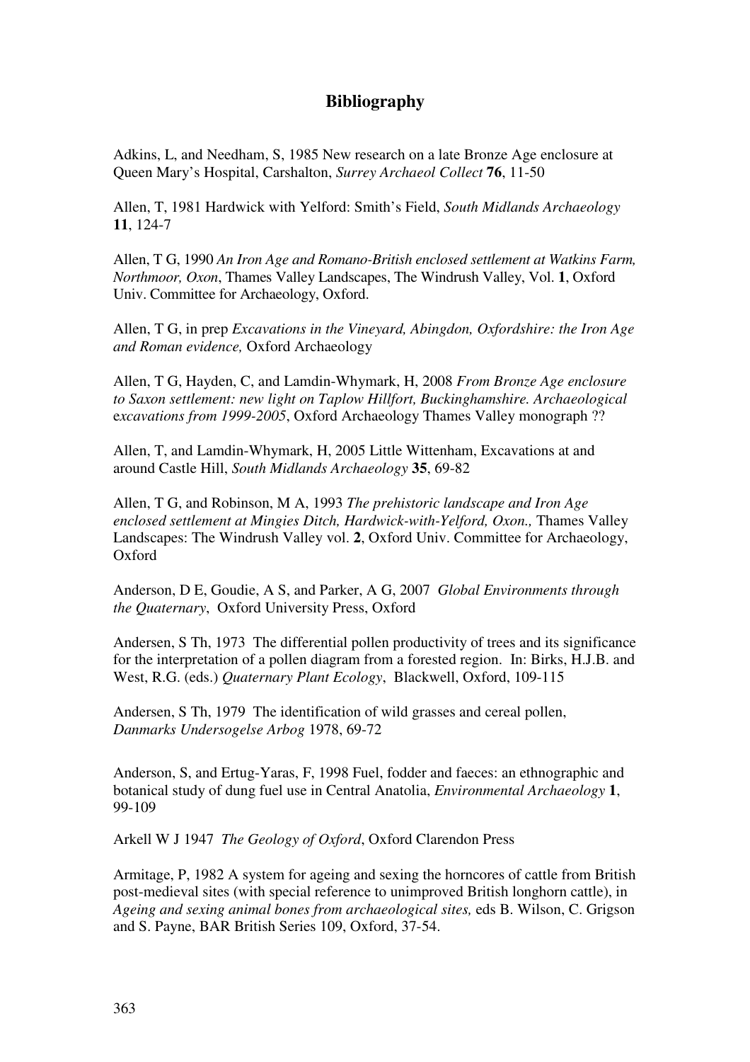## Bibliography

Adkins, L, and Needham, S, 1985 New research on a late Bronze Age enclosure at Queen Mary's Hospital, Carshalton, *Surrey Archaeol Collect* **76**, 11-50

Allen, T, 1981 Hardwick with Yelford: Smith's Field, *South Midlands Archaeology* **11**, 124-7

Allen, T G, 1990 *An Iron Age and Romano-British enclosed settlement at Watkins Farm, Northmoor, Oxon*, Thames Valley Landscapes, The Windrush Valley, Vol. **1**, Oxford Univ. Committee for Archaeology, Oxford.

Allen, T G, in prep *Excavations in the Vineyard, Abingdon, Oxfordshire: the Iron Age and Roman evidence,* Oxford Archaeology

Allen, T G, Hayden, C, and Lamdin-Whymark, H, 2008 *From Bronze Age enclosure to Saxon settlement: new light on Taplow Hillfort, Buckinghamshire. Archaeological excavations from 1999-2005*, Oxford Archaeology Thames Valley monograph ??

Allen, T, and Lamdin-Whymark, H, 2005 Little Wittenham, Excavations at and around Castle Hill, *South Midlands Archaeology* **35**, 69-82

Allen, T G, and Robinson, M A, 1993 *The prehistoric landscape and Iron Age enclosed settlement at Mingies Ditch, Hardwick-with-Yelford, Oxon.,* Thames Valley Landscapes: The Windrush Valley vol. **2**, Oxford Univ. Committee for Archaeology, Oxford

Anderson, D E, Goudie, A S, and Parker, A G, 2007 *Global Environments through the Quaternary*, Oxford University Press, Oxford

Andersen, S Th, 1973 The differential pollen productivity of trees and its significance for the interpretation of a pollen diagram from a forested region. In: Birks, H.J.B. and West, R.G. (eds.) *Quaternary Plant Ecology*, Blackwell, Oxford, 109-115

Andersen, S Th, 1979 The identification of wild grasses and cereal pollen, *Danmarks Undersogelse Arbog* 1978, 69-72

Anderson, S, and Ertug-Yaras, F, 1998 Fuel, fodder and faeces: an ethnographic and botanical study of dung fuel use in Central Anatolia, *Environmental Archaeology* **1**, 99-109

Arkell W J 1947 *The Geology of Oxford*, Oxford Clarendon Press

Armitage, P, 1982 A system for ageing and sexing the horncores of cattle from British post-medieval sites (with special reference to unimproved British longhorn cattle), in *Ageing and sexing animal bones from archaeological sites,* eds B. Wilson, C. Grigson and S. Payne, BAR British Series 109, Oxford, 37-54.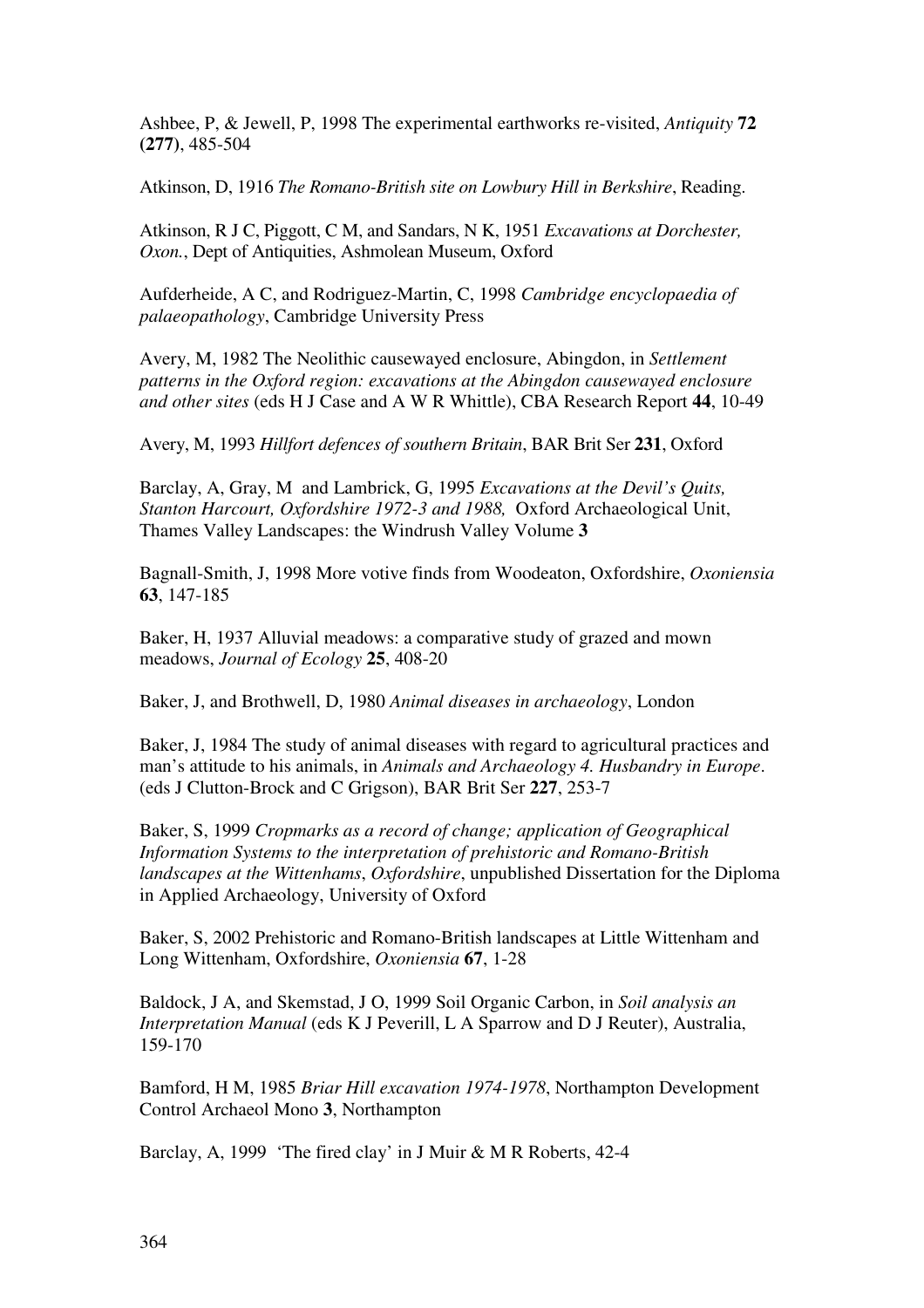Ashbee, P, & Jewell, P, 1998 The experimental earthworks re-visited, *Antiquity* **72 (277)**, 485-504

Atkinson, D, 1916 *The Romano-British site on Lowbury Hill in Berkshire*, Reading.

Atkinson, R J C, Piggott, C M, and Sandars, N K, 1951 *Excavations at Dorchester, Oxon.*, Dept of Antiquities, Ashmolean Museum, Oxford

Aufderheide, A C, and Rodriguez-Martin, C, 1998 *Cambridge encyclopaedia of palaeopathology*, Cambridge University Press

Avery, M, 1982 The Neolithic causewayed enclosure, Abingdon, in *Settlement patterns in the Oxford region: excavations at the Abingdon causewayed enclosure and other sites* (eds H J Case and A W R Whittle), CBA Research Report **44**, 10-49

Avery, M, 1993 *Hillfort defences of southern Britain*, BAR Brit Ser **231**, Oxford

Barclay, A, Gray, M and Lambrick, G, 1995 *Excavations at the Devil's Quits, Stanton Harcourt, Oxfordshire 1972-3 and 1988,* Oxford Archaeological Unit, Thames Valley Landscapes: the Windrush Valley Volume **3**

Bagnall-Smith, J, 1998 More votive finds from Woodeaton, Oxfordshire, *Oxoniensia* **63**, 147-185

Baker, H, 1937 Alluvial meadows: a comparative study of grazed and mown meadows, *Journal of Ecology* **25**, 408-20

Baker, J, and Brothwell, D, 1980 *Animal diseases in archaeology*, London

Baker, J, 1984 The study of animal diseases with regard to agricultural practices and man's attitude to his animals, in *Animals and Archaeology 4. Husbandry in Europe*. (eds J Clutton-Brock and C Grigson), BAR Brit Ser **227**, 253-7

Baker, S, 1999 *Cropmarks as a record of change; application of Geographical Information Systems to the interpretation of prehistoric and Romano-British landscapes at the Wittenhams*, *Oxfordshire*, unpublished Dissertation for the Diploma in Applied Archaeology, University of Oxford

Baker, S, 2002 Prehistoric and Romano-British landscapes at Little Wittenham and Long Wittenham, Oxfordshire, *Oxoniensia* **67**, 1-28

Baldock, J A, and Skemstad, J O, 1999 Soil Organic Carbon, in *Soil analysis an Interpretation Manual* (eds K J Peverill, L A Sparrow and D J Reuter), Australia, 159-170

Bamford, H M, 1985 *Briar Hill excavation 1974-1978*, Northampton Development Control Archaeol Mono **3**, Northampton

Barclay, A, 1999 'The fired clay' in J Muir & M R Roberts, 42-4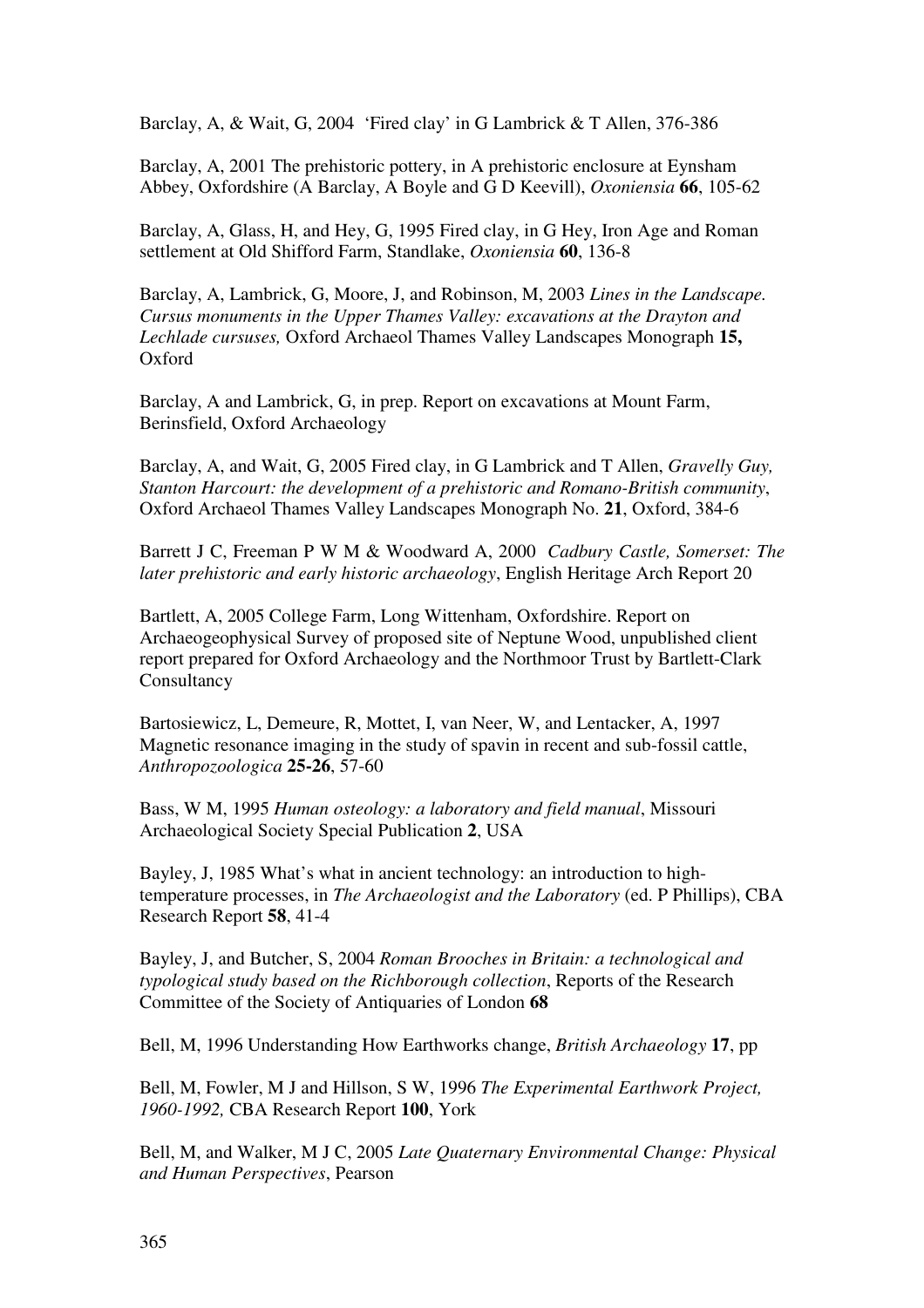Barclay, A, & Wait, G, 2004 'Fired clay' in G Lambrick & T Allen, 376-386

Barclay, A, 2001 The prehistoric pottery, in A prehistoric enclosure at Eynsham Abbey, Oxfordshire (A Barclay, A Boyle and G D Keevill), *Oxoniensia* **66**, 105-62

Barclay, A, Glass, H, and Hey, G, 1995 Fired clay, in G Hey, Iron Age and Roman settlement at Old Shifford Farm, Standlake, *Oxoniensia* **60**, 136-8

Barclay, A, Lambrick, G, Moore, J, and Robinson, M, 2003 *Lines in the Landscape. Cursus monuments in the Upper Thames Valley: excavations at the Drayton and Lechlade cursuses,* Oxford Archaeol Thames Valley Landscapes Monograph **15,** Oxford

Barclay, A and Lambrick, G, in prep. Report on excavations at Mount Farm, Berinsfield, Oxford Archaeology

Barclay, A, and Wait, G, 2005 Fired clay, in G Lambrick and T Allen, *Gravelly Guy, Stanton Harcourt: the development of a prehistoric and Romano-British community*, Oxford Archaeol Thames Valley Landscapes Monograph No. **21**, Oxford, 384-6

Barrett J C, Freeman P W M & Woodward A, 2000 *Cadbury Castle, Somerset: The later prehistoric and early historic archaeology*, English Heritage Arch Report 20

Bartlett, A, 2005 College Farm, Long Wittenham, Oxfordshire. Report on Archaeogeophysical Survey of proposed site of Neptune Wood, unpublished client report prepared for Oxford Archaeology and the Northmoor Trust by Bartlett-Clark Consultancy

Bartosiewicz, L, Demeure, R, Mottet, I, van Neer, W, and Lentacker, A, 1997 Magnetic resonance imaging in the study of spavin in recent and sub-fossil cattle, *Anthropozoologica* **25-26**, 57-60

Bass, W M, 1995 *Human osteology: a laboratory and field manual*, Missouri Archaeological Society Special Publication **2**, USA

Bayley, J, 1985 What's what in ancient technology: an introduction to high-temperature processes, in *The Archaeologist and the Laboratory* (ed. P Phillips), CBA Research Report **58**, 41-4

Bayley, J, and Butcher, S, 2004 *Roman Brooches in Britain: a technological and typological study based on the Richborough collection*, Reports of the Research Committee of the Society of Antiquaries of London **68**

Bell, M, 1996 Understanding How Earthworks change, *British Archaeology* **17**, pp

Bell, M, Fowler, M J and Hillson, S W, 1996 *The Experimental Earthwork Project, 1960-1992,* CBA Research Report **100**, York

Bell, M, and Walker, M J C, 2005 *Late Quaternary Environmental Change: Physical and Human Perspectives*, Pearson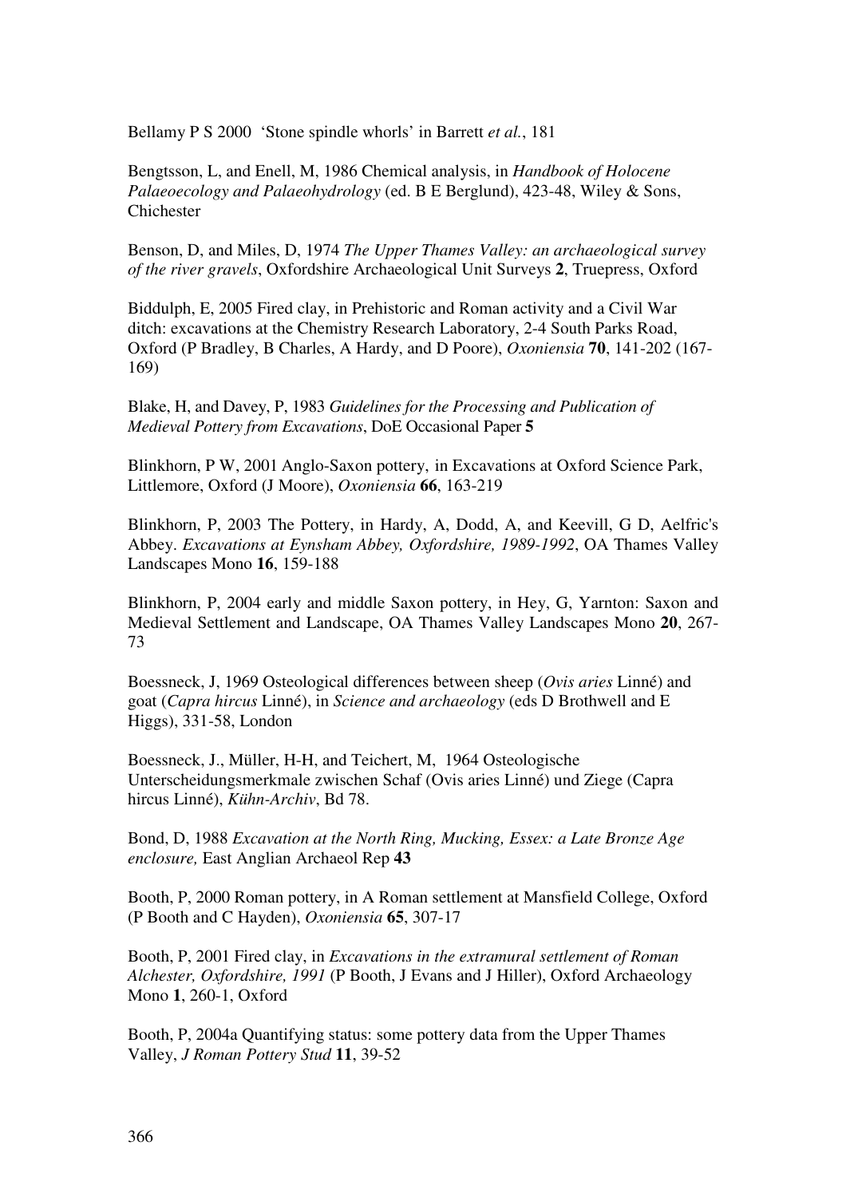Bellamy P S 2000 'Stone spindle whorls' in Barrett *et al.*, 181

Bengtsson, L, and Enell, M, 1986 Chemical analysis, in *Handbook of Holocene Palaeoecology and Palaeohydrology* (ed. B E Berglund), 423-48, Wiley & Sons, Chichester

Benson, D, and Miles, D, 1974 *The Upper Thames Valley: an archaeological survey of the river gravels*, Oxfordshire Archaeological Unit Surveys **2**, Truepress, Oxford

Biddulph, E, 2005 Fired clay, in Prehistoric and Roman activity and a Civil War ditch: excavations at the Chemistry Research Laboratory, 2-4 South Parks Road, Oxford (P Bradley, B Charles, A Hardy, and D Poore), *Oxoniensia* **70**, 141-202 (167-169)

Blake, H, and Davey, P, 1983 *Guidelines for the Processing and Publication of Medieval Pottery from Excavations*, DoE Occasional Paper **5**

Blinkhorn, P W, 2001 Anglo-Saxon pottery, in Excavations at Oxford Science Park, Littlemore, Oxford (J Moore), *Oxoniensia* **66**, 163-219

Blinkhorn, P, 2003 The Pottery, in Hardy, A, Dodd, A, and Keevill, G D, Aelfric's Abbey. *Excavations at Eynsham Abbey, Oxfordshire, 1989-1992*, OA Thames Valley Landscapes Mono **16**, 159-188

Blinkhorn, P, 2004 early and middle Saxon pottery, in Hey, G, Yarnton: Saxon and Medieval Settlement and Landscape, OA Thames Valley Landscapes Mono **20**, 267-73

Boessneck, J, 1969 Osteological differences between sheep (*Ovis aries* Linné) and goat (*Capra hircus* Linné), in *Science and archaeology* (eds D Brothwell and E Higgs), 331-58, London

Boessneck, J., Müller, H-H, and Teichert, M, 1964 Osteologische Unterscheidungsmerkmale zwischen Schaf (Ovis aries Linné) und Ziege (Capra hircus Linné), *Kühn-Archiv*, Bd 78.

Bond, D, 1988 *Excavation at the North Ring, Mucking, Essex: a Late Bronze Age enclosure,* East Anglian Archaeol Rep **43**

Booth, P, 2000 Roman pottery, in A Roman settlement at Mansfield College, Oxford (P Booth and C Hayden), *Oxoniensia* **65**, 307-17

Booth, P, 2001 Fired clay, in *Excavations in the extramural settlement of Roman Alchester, Oxfordshire, 1991* (P Booth, J Evans and J Hiller), Oxford Archaeology Mono **1**, 260-1, Oxford

Booth, P, 2004a Quantifying status: some pottery data from the Upper Thames Valley, *J Roman Pottery Stud* **11**, 39-52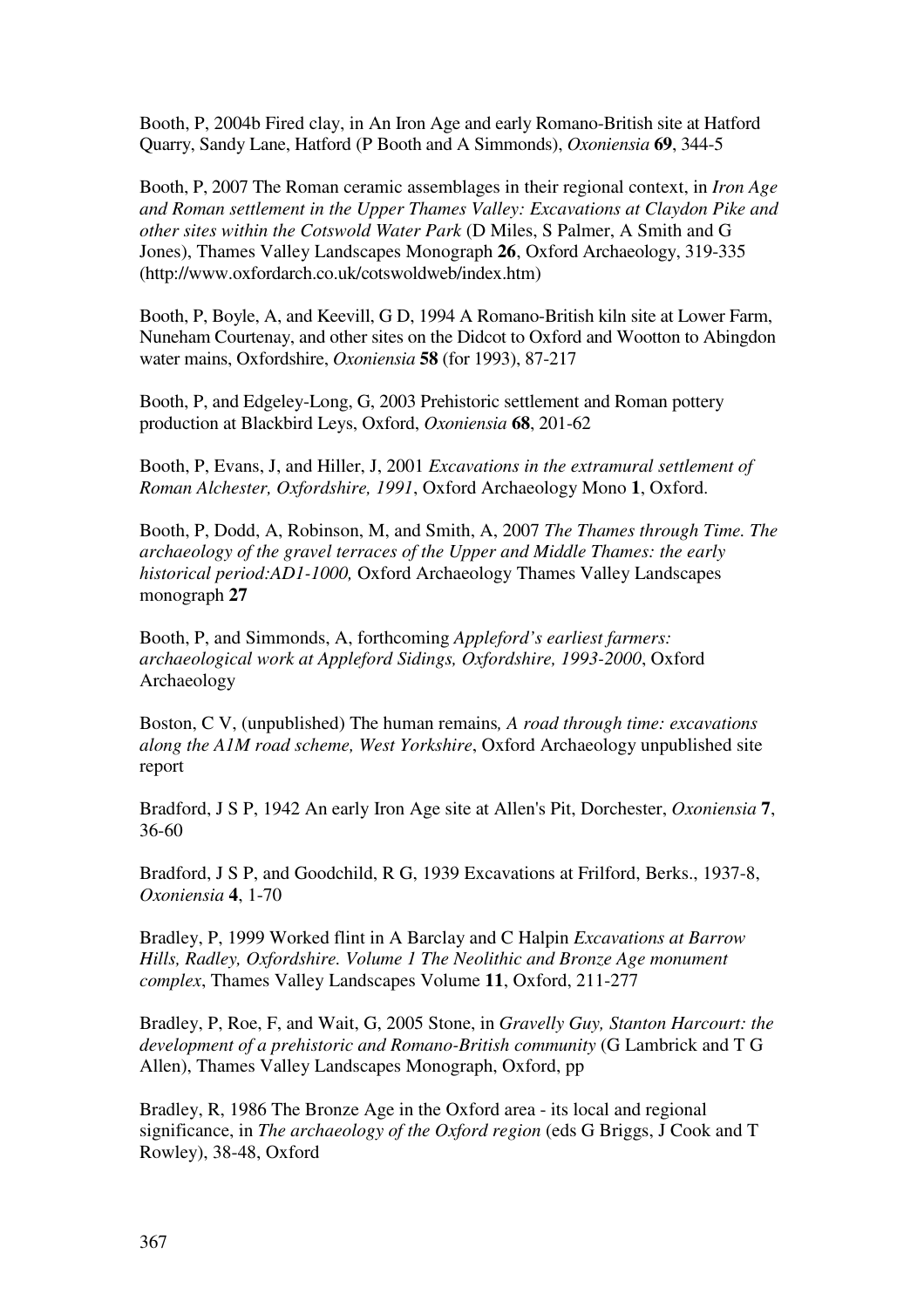Booth, P, 2004b Fired clay, in An Iron Age and early Romano-British site at Hatford Quarry, Sandy Lane, Hatford (P Booth and A Simmonds), *Oxoniensia* **69**, 344-5

Booth, P, 2007 The Roman ceramic assemblages in their regional context, in *Iron Age and Roman settlement in the Upper Thames Valley: Excavations at Claydon Pike and other sites within the Cotswold Water Park* (D Miles, S Palmer, A Smith and G Jones), Thames Valley Landscapes Monograph **26**, Oxford Archaeology, 319-335 (http://www.oxfordarch.co.uk/cotswoldweb/index.htm)

Booth, P, Boyle, A, and Keevill, G D, 1994 A Romano-British kiln site at Lower Farm, Nuneham Courtenay, and other sites on the Didcot to Oxford and Wootton to Abingdon water mains, Oxfordshire, *Oxoniensia* **58** (for 1993), 87-217

Booth, P, and Edgeley-Long, G, 2003 Prehistoric settlement and Roman pottery production at Blackbird Leys, Oxford, *Oxoniensia* **68**, 201-62

Booth, P, Evans, J, and Hiller, J, 2001 *Excavations in the extramural settlement of Roman Alchester, Oxfordshire, 1991*, Oxford Archaeology Mono **1**, Oxford.

Booth, P, Dodd, A, Robinson, M, and Smith, A, 2007 *The Thames through Time. The archaeology of the gravel terraces of the Upper and Middle Thames: the early historical period:AD1-1000,* Oxford Archaeology Thames Valley Landscapes monograph **27**

Booth, P, and Simmonds, A, forthcoming *Appleford's earliest farmers: archaeological work at Appleford Sidings, Oxfordshire, 1993-2000*, Oxford Archaeology

Boston, C V, (unpublished) The human remains*, A road through time: excavations along the A1M road scheme, West Yorkshire*, Oxford Archaeology unpublished site report

Bradford, J S P, 1942 An early Iron Age site at Allen's Pit, Dorchester, *Oxoniensia* **7**, 36-60

Bradford, J S P, and Goodchild, R G, 1939 Excavations at Frilford, Berks., 1937-8, *Oxoniensia* **4**, 1-70

Bradley, P, 1999 Worked flint in A Barclay and C Halpin *Excavations at Barrow Hills, Radley, Oxfordshire. Volume 1 The Neolithic and Bronze Age monument complex*, Thames Valley Landscapes Volume **11**, Oxford, 211-277

Bradley, P, Roe, F, and Wait, G, 2005 Stone, in *Gravelly Guy, Stanton Harcourt: the development of a prehistoric and Romano-British community* (G Lambrick and T G Allen), Thames Valley Landscapes Monograph, Oxford, pp

Bradley, R, 1986 The Bronze Age in the Oxford area - its local and regional significance, in *The archaeology of the Oxford region* (eds G Briggs, J Cook and T Rowley), 38-48, Oxford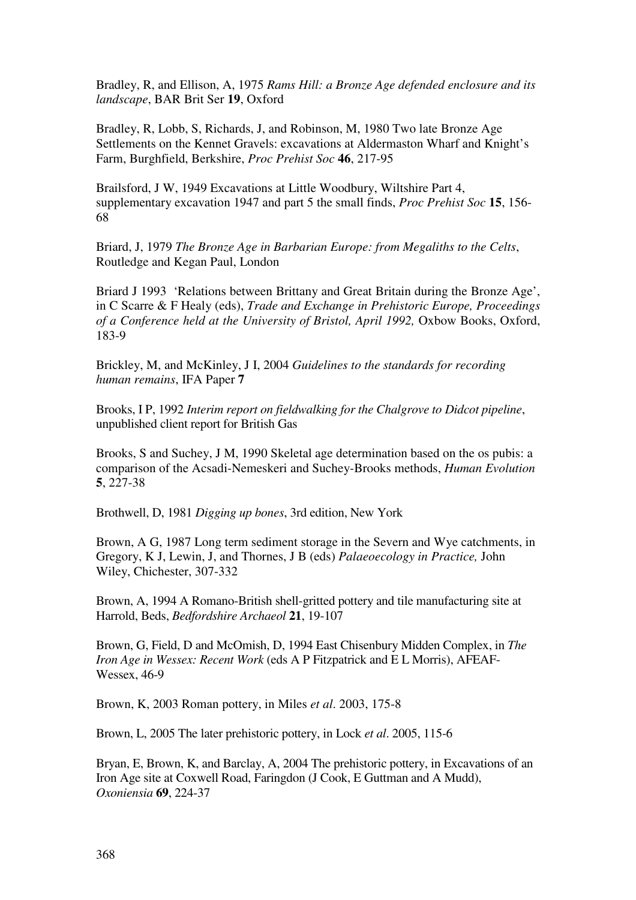Bradley, R, and Ellison, A, 1975 *Rams Hill: a Bronze Age defended enclosure and its landscape*, BAR Brit Ser **19**, Oxford

Bradley, R, Lobb, S, Richards, J, and Robinson, M, 1980 Two late Bronze Age Settlements on the Kennet Gravels: excavations at Aldermaston Wharf and Knight's Farm, Burghfield, Berkshire, *Proc Prehist Soc* **46**, 217-95

Brailsford, J W, 1949 Excavations at Little Woodbury, Wiltshire Part 4, supplementary excavation 1947 and part 5 the small finds, *Proc Prehist Soc* **15**, 156-68

Briard, J, 1979 *The Bronze Age in Barbarian Europe: from Megaliths to the Celts*, Routledge and Kegan Paul, London

Briard J 1993 'Relations between Brittany and Great Britain during the Bronze Age', in C Scarre & F Healy (eds), *Trade and Exchange in Prehistoric Europe, Proceedings of a Conference held at the University of Bristol, April 1992,* Oxbow Books, Oxford, 183-9

Brickley, M, and McKinley, J I, 2004 *Guidelines to the standards for recording human remains*, IFA Paper **7**

Brooks, I P, 1992 *Interim report on fieldwalking for the Chalgrove to Didcot pipeline*, unpublished client report for British Gas

Brooks, S and Suchey, J M, 1990 Skeletal age determination based on the os pubis: a comparison of the Acsadi-Nemeskeri and Suchey-Brooks methods, *Human Evolution* **5**, 227-38

Brothwell, D, 1981 *Digging up bones*, 3rd edition, New York

Brown, A G, 1987 Long term sediment storage in the Severn and Wye catchments, in Gregory, K J, Lewin, J, and Thornes, J B (eds) *Palaeoecology in Practice,* John Wiley, Chichester, 307-332

Brown, A, 1994 A Romano-British shell-gritted pottery and tile manufacturing site at Harrold, Beds, *Bedfordshire Archaeol* **21**, 19-107

Brown, G, Field, D and McOmish, D, 1994 East Chisenbury Midden Complex, in *The Iron Age in Wessex: Recent Work* (eds A P Fitzpatrick and E L Morris), AFEAF-Wessex, 46-9

Brown, K, 2003 Roman pottery, in Miles *et al*. 2003, 175-8

Brown, L, 2005 The later prehistoric pottery, in Lock *et al*. 2005, 115-6

Bryan, E, Brown, K, and Barclay, A, 2004 The prehistoric pottery, in Excavations of an Iron Age site at Coxwell Road, Faringdon (J Cook, E Guttman and A Mudd), *Oxoniensia* **69**, 224-37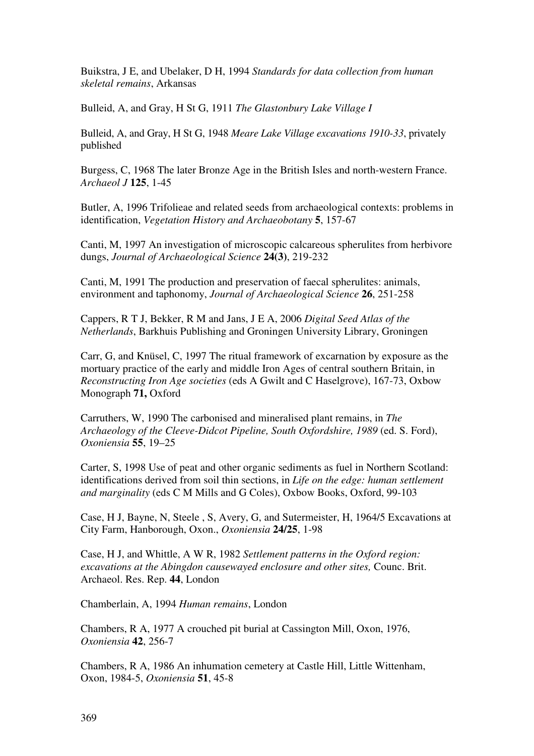Buikstra, J E, and Ubelaker, D H, 1994 *Standards for data collection from human skeletal remains*, Arkansas

Bulleid, A, and Gray, H St G, 1911 *The Glastonbury Lake Village I*

Bulleid, A, and Gray, H St G, 1948 *Meare Lake Village excavations 1910-33*, privately published

Burgess, C, 1968 The later Bronze Age in the British Isles and north-western France. *Archaeol J* **125**, 1-45

Butler, A, 1996 Trifolieae and related seeds from archaeological contexts: problems in identification, *Vegetation History and Archaeobotany* **5**, 157-67

Canti, M, 1997 An investigation of microscopic calcareous spherulites from herbivore dungs, *Journal of Archaeological Science* **24(3)**, 219-232

Canti, M, 1991 The production and preservation of faecal spherulites: animals, environment and taphonomy, *Journal of Archaeological Science* **26**, 251-258

Cappers, R T J, Bekker, R M and Jans, J E A, 2006 *Digital Seed Atlas of the Netherlands*, Barkhuis Publishing and Groningen University Library, Groningen

Carr, G, and Knüsel, C, 1997 The ritual framework of excarnation by exposure as the mortuary practice of the early and middle Iron Ages of central southern Britain, in *Reconstructing Iron Age societies* (eds A Gwilt and C Haselgrove), 167-73, Oxbow Monograph **71,** Oxford

Carruthers, W, 1990 The carbonised and mineralised plant remains, in *The Archaeology of the Cleeve-Didcot Pipeline, South Oxfordshire, 1989* (ed. S. Ford), *Oxoniensia* **55**, 19–25

Carter, S, 1998 Use of peat and other organic sediments as fuel in Northern Scotland: identifications derived from soil thin sections, in *Life on the edge: human settlement and marginality* (eds C M Mills and G Coles), Oxbow Books, Oxford, 99-103

Case, H J, Bayne, N, Steele , S, Avery, G, and Sutermeister, H, 1964/5 Excavations at City Farm, Hanborough, Oxon., *Oxoniensia* **24/25**, 1-98

Case, H J, and Whittle, A W R, 1982 *Settlement patterns in the Oxford region: excavations at the Abingdon causewayed enclosure and other sites,* Counc. Brit. Archaeol. Res. Rep. **44**, London

Chamberlain, A, 1994 *Human remains*, London

Chambers, R A, 1977 A crouched pit burial at Cassington Mill, Oxon, 1976, *Oxoniensia* **42**, 256-7

Chambers, R A, 1986 An inhumation cemetery at Castle Hill, Little Wittenham, Oxon, 1984-5, *Oxoniensia* **51**, 45-8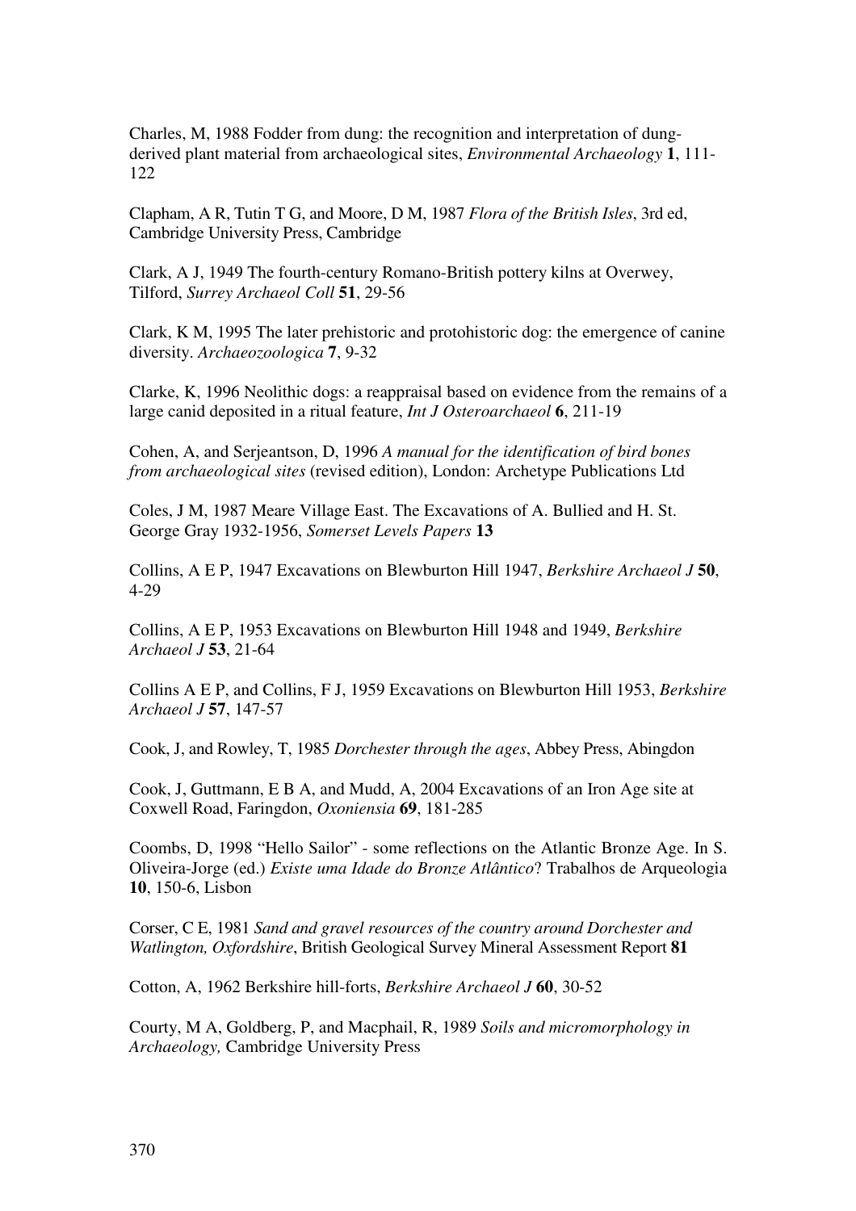Charles, M, 1988 Fodder from dung: the recognition and interpretation of dung-derived plant material from archaeological sites, *Environmental Archaeology* **1**, 111-122

Clapham, A R, Tutin T G, and Moore, D M, 1987 *Flora of the British Isles*, 3rd ed, Cambridge University Press, Cambridge

Clark, A J, 1949 The fourth-century Romano-British pottery kilns at Overwey, Tilford, *Surrey Archaeol Coll* **51**, 29-56

Clark, K M, 1995 The later prehistoric and protohistoric dog: the emergence of canine diversity. *Archaeozoologica* **7**, 9-32

Clarke, K, 1996 Neolithic dogs: a reappraisal based on evidence from the remains of a large canid deposited in a ritual feature, *Int J Osteroarchaeol* **6**, 211-19

Cohen, A, and Serjeantson, D, 1996 *A manual for the identification of bird bones from archaeological sites* (revised edition), London: Archetype Publications Ltd

Coles, J M, 1987 Meare Village East. The Excavations of A. Bullied and H. St. George Gray 1932-1956, *Somerset Levels Papers* **13**

Collins, A E P, 1947 Excavations on Blewburton Hill 1947, *Berkshire Archaeol J* **50**, 4-29

Collins, A E P, 1953 Excavations on Blewburton Hill 1948 and 1949, *Berkshire Archaeol J* **53**, 21-64

Collins A E P, and Collins, F J, 1959 Excavations on Blewburton Hill 1953, *Berkshire Archaeol J* **57**, 147-57

Cook, J, and Rowley, T, 1985 *Dorchester through the ages*, Abbey Press, Abingdon

Cook, J, Guttmann, E B A, and Mudd, A, 2004 Excavations of an Iron Age site at Coxwell Road, Faringdon, *Oxoniensia* **69**, 181-285

Coombs, D, 1998 "Hello Sailor" - some reflections on the Atlantic Bronze Age. In S. Oliveira-Jorge (ed.) *Existe uma Idade do Bronze Atlântico*? Trabalhos de Arqueologia **10**, 150-6, Lisbon

Corser, C E, 1981 *Sand and gravel resources of the country around Dorchester and Watlington, Oxfordshire*, British Geological Survey Mineral Assessment Report **81**

Cotton, A, 1962 Berkshire hill-forts, *Berkshire Archaeol J* **60**, 30-52

Courty, M A, Goldberg, P, and Macphail, R, 1989 *Soils and micromorphology in Archaeology,* Cambridge University Press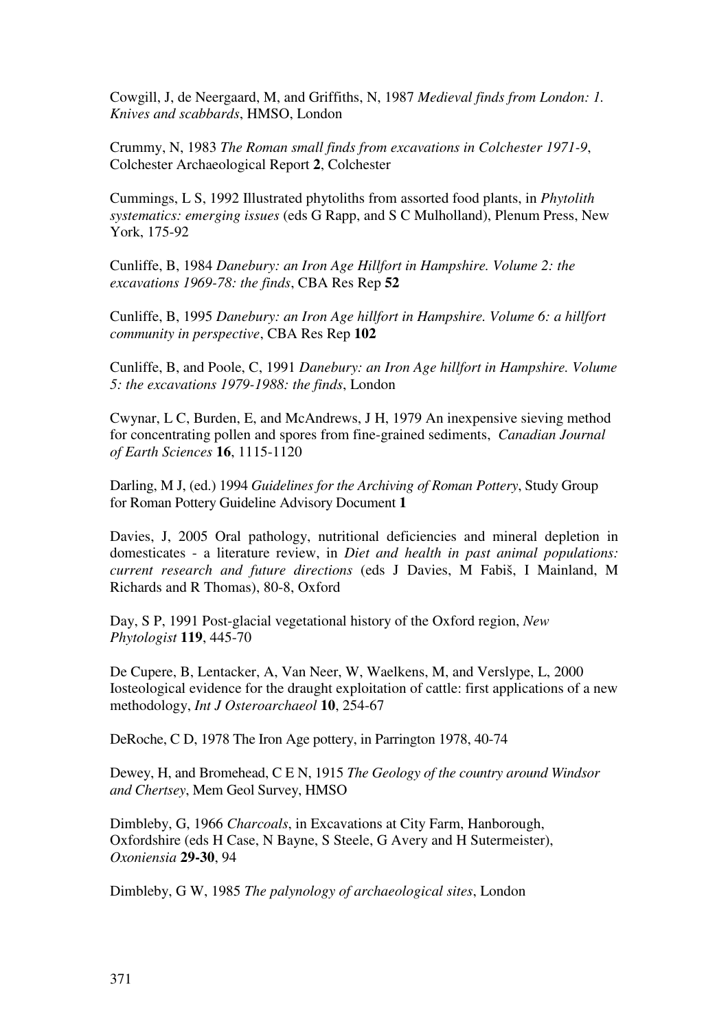Cowgill, J, de Neergaard, M, and Griffiths, N, 1987 *Medieval finds from London: 1. Knives and scabbards*, HMSO, London

Crummy, N, 1983 *The Roman small finds from excavations in Colchester 1971-9*, Colchester Archaeological Report **2**, Colchester

Cummings, L S, 1992 Illustrated phytoliths from assorted food plants, in *Phytolith systematics: emerging issues* (eds G Rapp, and S C Mulholland), Plenum Press, New York, 175-92

Cunliffe, B, 1984 *Danebury: an Iron Age Hillfort in Hampshire. Volume 2: the excavations 1969-78: the finds*, CBA Res Rep **52**

Cunliffe, B, 1995 *Danebury: an Iron Age hillfort in Hampshire. Volume 6: a hillfort community in perspective*, CBA Res Rep **102**

Cunliffe, B, and Poole, C, 1991 *Danebury: an Iron Age hillfort in Hampshire. Volume 5: the excavations 1979-1988: the finds*, London

Cwynar, L C, Burden, E, and McAndrews, J H, 1979 An inexpensive sieving method for concentrating pollen and spores from fine-grained sediments, *Canadian Journal of Earth Sciences* **16**, 1115-1120

Darling, M J, (ed.) 1994 *Guidelines for the Archiving of Roman Pottery*, Study Group for Roman Pottery Guideline Advisory Document **1**

Davies, J, 2005 Oral pathology, nutritional deficiencies and mineral depletion in domesticates - a literature review, in *Diet and health in past animal populations: current research and future directions* (eds J Davies, M Fabiš, I Mainland, M Richards and R Thomas), 80-8, Oxford

Day, S P, 1991 Post-glacial vegetational history of the Oxford region, *New Phytologist* **119**, 445-70

De Cupere, B, Lentacker, A, Van Neer, W, Waelkens, M, and Verslype, L, 2000 Iosteological evidence for the draught exploitation of cattle: first applications of a new methodology, *Int J Osteroarchaeol* **10**, 254-67

DeRoche, C D, 1978 The Iron Age pottery, in Parrington 1978, 40-74

Dewey, H, and Bromehead, C E N, 1915 *The Geology of the country around Windsor and Chertsey*, Mem Geol Survey, HMSO

Dimbleby, G, 1966 *Charcoals*, in Excavations at City Farm, Hanborough, Oxfordshire (eds H Case, N Bayne, S Steele, G Avery and H Sutermeister), *Oxoniensia* **29-30**, 94

Dimbleby, G W, 1985 *The palynology of archaeological sites*, London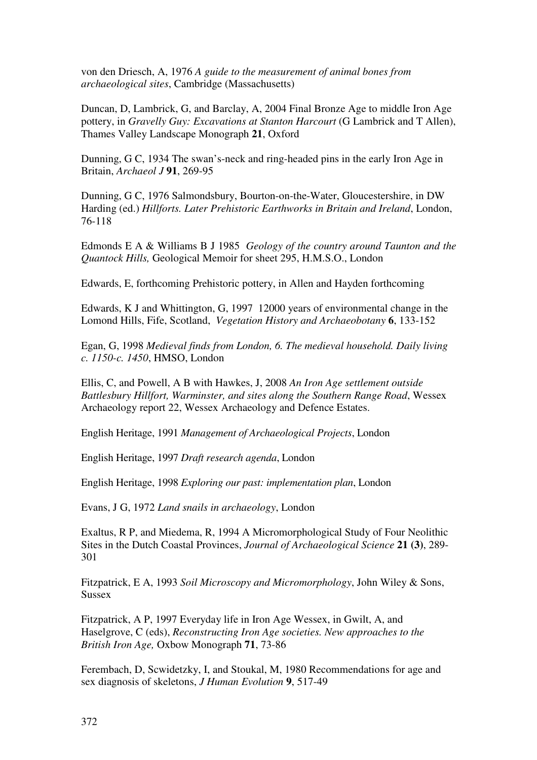von den Driesch, A, 1976 *A guide to the measurement of animal bones from archaeological sites*, Cambridge (Massachusetts)

Duncan, D, Lambrick, G, and Barclay, A, 2004 Final Bronze Age to middle Iron Age pottery, in *Gravelly Guy: Excavations at Stanton Harcourt* (G Lambrick and T Allen), Thames Valley Landscape Monograph **21**, Oxford

Dunning, G C, 1934 The swan's-neck and ring-headed pins in the early Iron Age in Britain, *Archaeol J* **91**, 269-95

Dunning, G C, 1976 Salmondsbury, Bourton-on-the-Water, Gloucestershire, in DW Harding (ed.) *Hillforts. Later Prehistoric Earthworks in Britain and Ireland*, London, 76-118

Edmonds E A & Williams B J 1985 *Geology of the country around Taunton and the Quantock Hills,* Geological Memoir for sheet 295, H.M.S.O., London

Edwards, E, forthcoming Prehistoric pottery, in Allen and Hayden forthcoming

Edwards, K J and Whittington, G, 1997 12000 years of environmental change in the Lomond Hills, Fife, Scotland, *Vegetation History and Archaeobotany* **6**, 133-152

Egan, G, 1998 *Medieval finds from London, 6. The medieval household. Daily living c. 1150-c. 1450*, HMSO, London

Ellis, C, and Powell, A B with Hawkes, J, 2008 *An Iron Age settlement outside Battlesbury Hillfort, Warminster, and sites along the Southern Range Road*, Wessex Archaeology report 22, Wessex Archaeology and Defence Estates.

English Heritage, 1991 *Management of Archaeological Projects*, London

English Heritage, 1997 *Draft research agenda*, London

English Heritage, 1998 *Exploring our past: implementation plan*, London

Evans, J G, 1972 *Land snails in archaeology*, London

Exaltus, R P, and Miedema, R, 1994 A Micromorphological Study of Four Neolithic Sites in the Dutch Coastal Provinces, *Journal of Archaeological Science* **21 (3)**, 289-301

Fitzpatrick, E A, 1993 *Soil Microscopy and Micromorphology*, John Wiley & Sons, Sussex

Fitzpatrick, A P, 1997 Everyday life in Iron Age Wessex, in Gwilt, A, and Haselgrove, C (eds), *Reconstructing Iron Age societies. New approaches to the British Iron Age,* Oxbow Monograph **71**, 73-86

Ferembach, D, Scwidetzky, I, and Stoukal, M, 1980 Recommendations for age and sex diagnosis of skeletons, *J Human Evolution* **9**, 517-49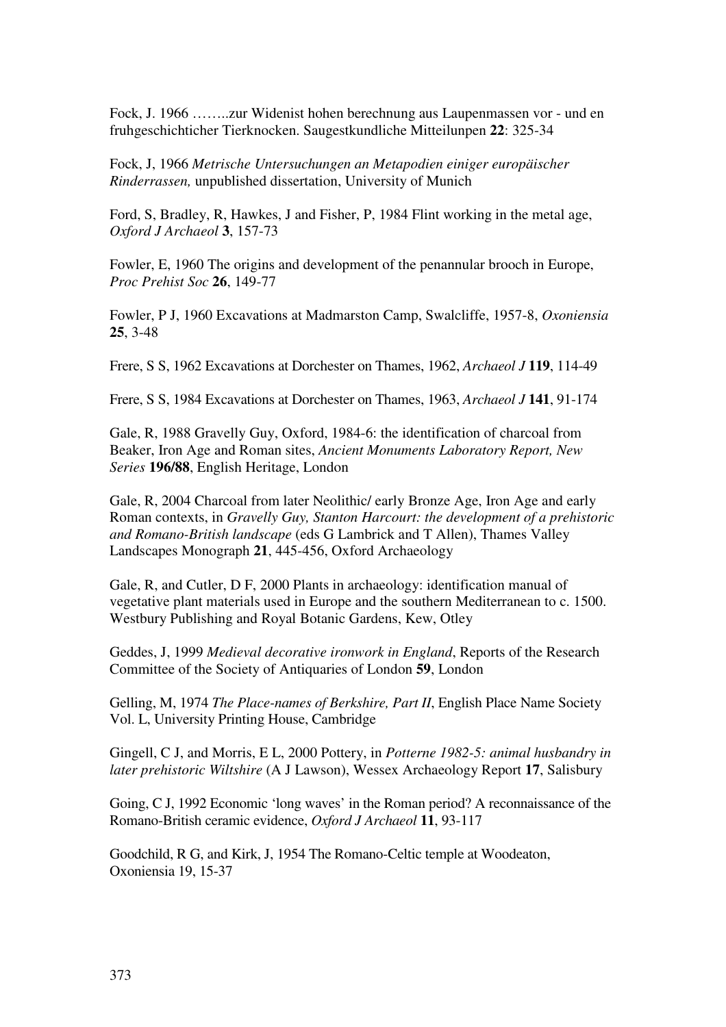Fock, J. 1966 ……..zur Widenist hohen berechnung aus Laupenmassen vor - und en fruhgeschichticher Tierknocken. Saugestkundliche Mitteilunpen **22**: 325-34

Fock, J, 1966 *Metrische Untersuchungen an Metapodien einiger europäischer Rinderrassen,* unpublished dissertation, University of Munich

Ford, S, Bradley, R, Hawkes, J and Fisher, P, 1984 Flint working in the metal age, *Oxford J Archaeol* **3**, 157-73

Fowler, E, 1960 The origins and development of the penannular brooch in Europe, *Proc Prehist Soc* **26**, 149-77

Fowler, P J, 1960 Excavations at Madmarston Camp, Swalcliffe, 1957-8, *Oxoniensia* **25**, 3-48

Frere, S S, 1962 Excavations at Dorchester on Thames, 1962, *Archaeol J* **119**, 114-49

Frere, S S, 1984 Excavations at Dorchester on Thames, 1963, *Archaeol J* **141**, 91-174

Gale, R, 1988 Gravelly Guy, Oxford, 1984-6: the identification of charcoal from Beaker, Iron Age and Roman sites, *Ancient Monuments Laboratory Report, New Series* **196/88**, English Heritage, London

Gale, R, 2004 Charcoal from later Neolithic/ early Bronze Age, Iron Age and early Roman contexts, in *Gravelly Guy, Stanton Harcourt: the development of a prehistoric and Romano-British landscape* (eds G Lambrick and T Allen), Thames Valley Landscapes Monograph **21**, 445-456, Oxford Archaeology

Gale, R, and Cutler, D F, 2000 Plants in archaeology: identification manual of vegetative plant materials used in Europe and the southern Mediterranean to c. 1500. Westbury Publishing and Royal Botanic Gardens, Kew, Otley

Geddes, J, 1999 *Medieval decorative ironwork in England*, Reports of the Research Committee of the Society of Antiquaries of London **59**, London

Gelling, M, 1974 *The Place-names of Berkshire, Part II*, English Place Name Society Vol. L, University Printing House, Cambridge

Gingell, C J, and Morris, E L, 2000 Pottery, in *Potterne 1982-5: animal husbandry in later prehistoric Wiltshire* (A J Lawson), Wessex Archaeology Report **17**, Salisbury

Going, C J, 1992 Economic 'long waves' in the Roman period? A reconnaissance of the Romano-British ceramic evidence, *Oxford J Archaeol* **11**, 93-117

Goodchild, R G, and Kirk, J, 1954 The Romano-Celtic temple at Woodeaton, Oxoniensia 19, 15-37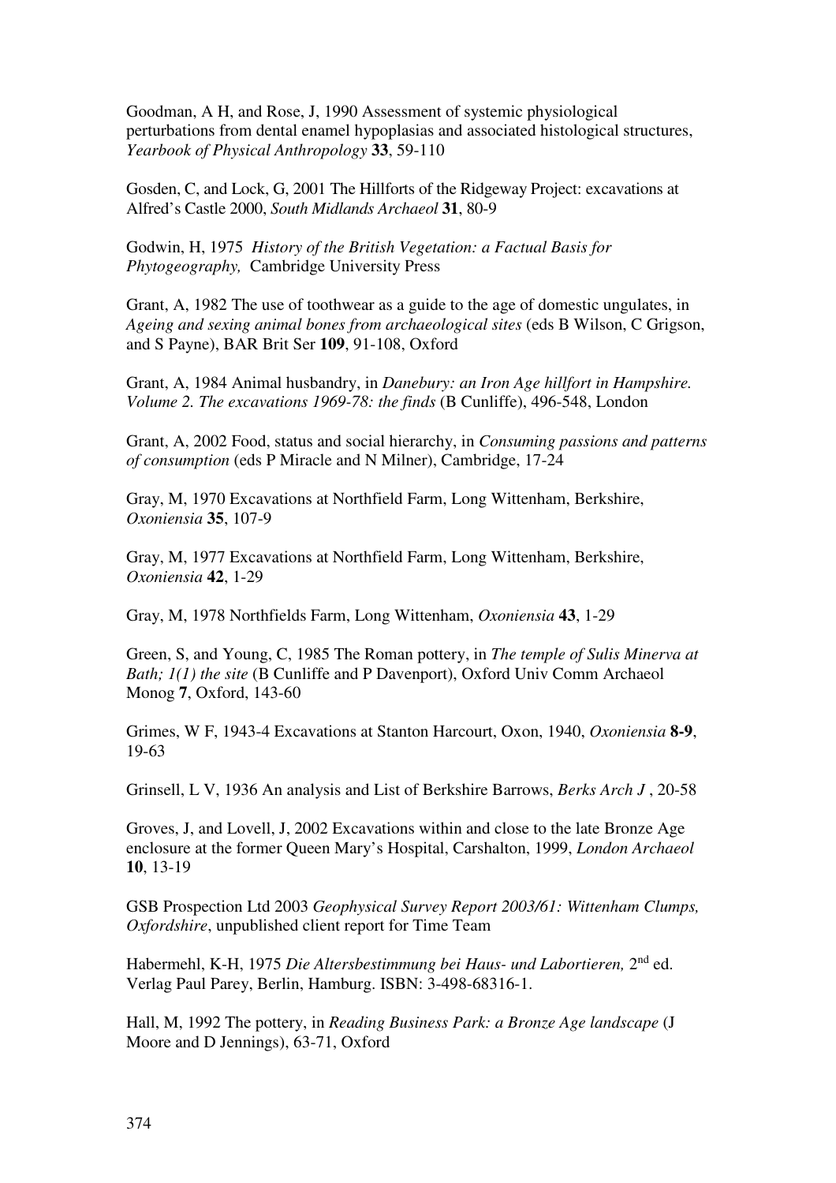Goodman, A H, and Rose, J, 1990 Assessment of systemic physiological perturbations from dental enamel hypoplasias and associated histological structures, *Yearbook of Physical Anthropology* **33**, 59-110

Gosden, C, and Lock, G, 2001 The Hillforts of the Ridgeway Project: excavations at Alfred's Castle 2000, *South Midlands Archaeol* **31**, 80-9

Godwin, H, 1975 *History of the British Vegetation: a Factual Basis for Phytogeography,* Cambridge University Press

Grant, A, 1982 The use of toothwear as a guide to the age of domestic ungulates, in *Ageing and sexing animal bones from archaeological sites* (eds B Wilson, C Grigson, and S Payne), BAR Brit Ser **109**, 91-108, Oxford

Grant, A, 1984 Animal husbandry, in *Danebury: an Iron Age hillfort in Hampshire. Volume 2. The excavations 1969-78: the finds* (B Cunliffe), 496-548, London

Grant, A, 2002 Food, status and social hierarchy, in *Consuming passions and patterns of consumption* (eds P Miracle and N Milner), Cambridge, 17-24

Gray, M, 1970 Excavations at Northfield Farm, Long Wittenham, Berkshire, *Oxoniensia* **35**, 107-9

Gray, M, 1977 Excavations at Northfield Farm, Long Wittenham, Berkshire, *Oxoniensia* **42**, 1-29

Gray, M, 1978 Northfields Farm, Long Wittenham, *Oxoniensia* **43**, 1-29

Green, S, and Young, C, 1985 The Roman pottery, in *The temple of Sulis Minerva at Bath; 1(1) the site* (B Cunliffe and P Davenport), Oxford Univ Comm Archaeol Monog **7**, Oxford, 143-60

Grimes, W F, 1943-4 Excavations at Stanton Harcourt, Oxon, 1940, *Oxoniensia* **8-9**, 19-63

Grinsell, L V, 1936 An analysis and List of Berkshire Barrows, *Berks Arch J* , 20-58

Groves, J, and Lovell, J, 2002 Excavations within and close to the late Bronze Age enclosure at the former Queen Mary's Hospital, Carshalton, 1999, *London Archaeol* **10**, 13-19

GSB Prospection Ltd 2003 *Geophysical Survey Report 2003/61: Wittenham Clumps, Oxfordshire*, unpublished client report for Time Team

Habermehl, K-H, 1975 *Die Altersbestimmung bei Haus- und Labortieren,* 2nd ed. Verlag Paul Parey, Berlin, Hamburg. ISBN: 3-498-68316-1.

Hall, M, 1992 The pottery, in *Reading Business Park: a Bronze Age landscape* (J Moore and D Jennings), 63-71, Oxford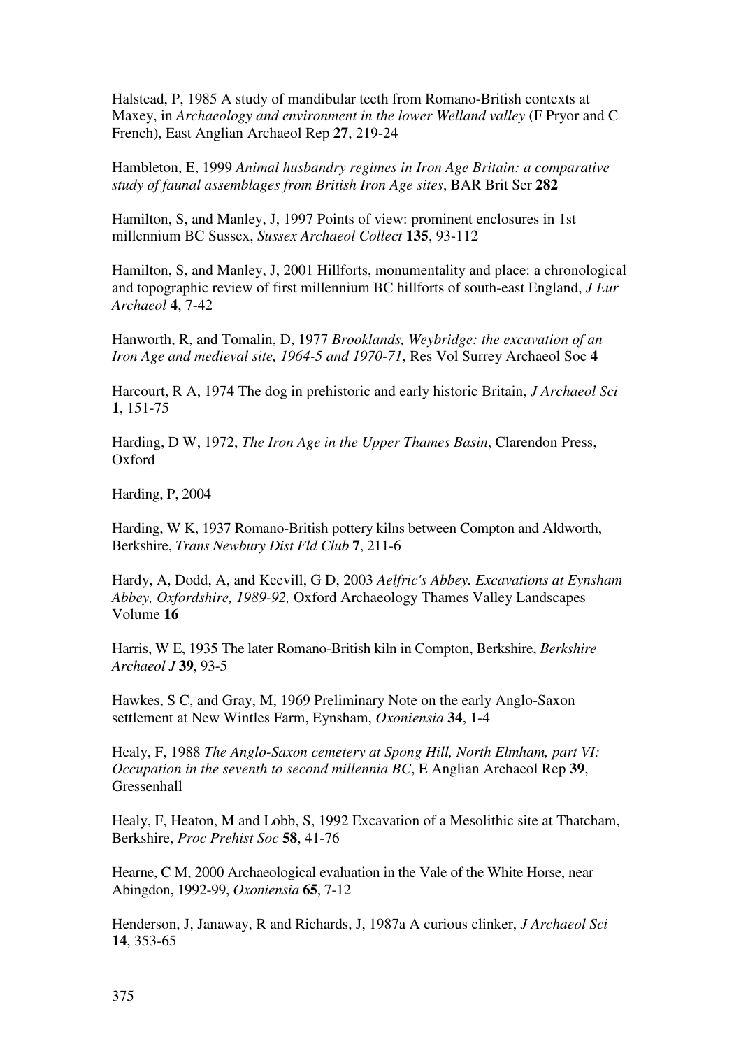Halstead, P, 1985 A study of mandibular teeth from Romano-British contexts at Maxey, in *Archaeology and environment in the lower Welland valley* (F Pryor and C French), East Anglian Archaeol Rep **27**, 219-24

Hambleton, E, 1999 *Animal husbandry regimes in Iron Age Britain: a comparative study of faunal assemblages from British Iron Age sites*, BAR Brit Ser **282**

Hamilton, S, and Manley, J, 1997 Points of view: prominent enclosures in 1st millennium BC Sussex, *Sussex Archaeol Collect* **135**, 93-112

Hamilton, S, and Manley, J, 2001 Hillforts, monumentality and place: a chronological and topographic review of first millennium BC hillforts of south-east England, *J Eur Archaeol* **4**, 7-42

Hanworth, R, and Tomalin, D, 1977 *Brooklands, Weybridge: the excavation of an Iron Age and medieval site, 1964-5 and 1970-71*, Res Vol Surrey Archaeol Soc **4**

Harcourt, R A, 1974 The dog in prehistoric and early historic Britain, *J Archaeol Sci* **1**, 151-75

Harding, D W, 1972, *The Iron Age in the Upper Thames Basin*, Clarendon Press, Oxford

Harding, P, 2004

Harding, W K, 1937 Romano-British pottery kilns between Compton and Aldworth, Berkshire, *Trans Newbury Dist Fld Club* **7**, 211-6

Hardy, A, Dodd, A, and Keevill, G D, 2003 *Aelfric's Abbey. Excavations at Eynsham Abbey, Oxfordshire, 1989-92,* Oxford Archaeology Thames Valley Landscapes Volume **16**

Harris, W E, 1935 The later Romano-British kiln in Compton, Berkshire, *Berkshire Archaeol J* **39**, 93-5

Hawkes, S C, and Gray, M, 1969 Preliminary Note on the early Anglo-Saxon settlement at New Wintles Farm, Eynsham, *Oxoniensia* **34**, 1-4

Healy, F, 1988 *The Anglo-Saxon cemetery at Spong Hill, North Elmham, part VI: Occupation in the seventh to second millennia BC*, E Anglian Archaeol Rep **39**, Gressenhall

Healy, F, Heaton, M and Lobb, S, 1992 Excavation of a Mesolithic site at Thatcham, Berkshire, *Proc Prehist Soc* **58**, 41-76

Hearne, C M, 2000 Archaeological evaluation in the Vale of the White Horse, near Abingdon, 1992-99, *Oxoniensia* **65**, 7-12

Henderson, J, Janaway, R and Richards, J, 1987a A curious clinker, *J Archaeol Sci* **14**, 353-65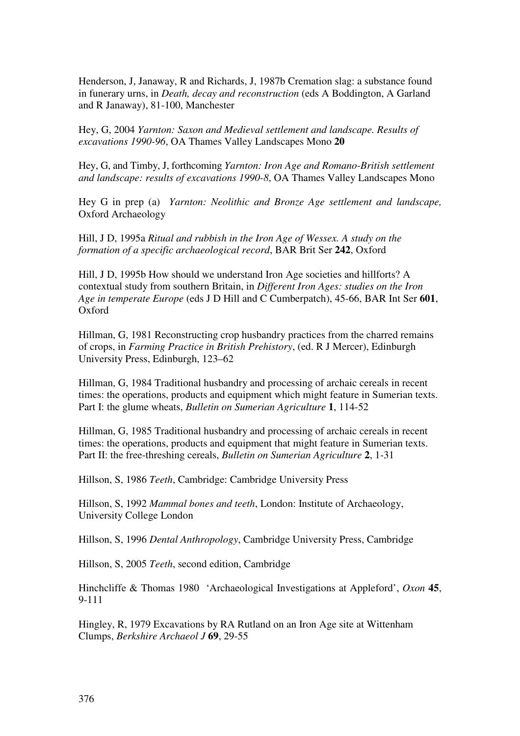Henderson, J, Janaway, R and Richards, J, 1987b Cremation slag: a substance found in funerary urns, in *Death, decay and reconstruction* (eds A Boddington, A Garland and R Janaway), 81-100, Manchester

Hey, G, 2004 *Yarnton: Saxon and Medieval settlement and landscape. Results of excavations 1990-96*, OA Thames Valley Landscapes Mono **20**

Hey, G, and Timby, J, forthcoming *Yarnton: Iron Age and Romano-British settlement and landscape: results of excavations 1990-8*, OA Thames Valley Landscapes Mono

Hey G in prep (a) *Yarnton: Neolithic and Bronze Age settlement and landscape,* Oxford Archaeology

Hill, J D, 1995a *Ritual and rubbish in the Iron Age of Wessex. A study on the formation of a specific archaeological record*, BAR Brit Ser **242**, Oxford

Hill, J D, 1995b How should we understand Iron Age societies and hillforts? A contextual study from southern Britain, in *Different Iron Ages: studies on the Iron Age in temperate Europe* (eds J D Hill and C Cumberpatch), 45-66, BAR Int Ser **601**, Oxford

Hillman, G, 1981 Reconstructing crop husbandry practices from the charred remains of crops, in *Farming Practice in British Prehistory*, (ed. R J Mercer), Edinburgh University Press, Edinburgh, 123–62

Hillman, G, 1984 Traditional husbandry and processing of archaic cereals in recent times: the operations, products and equipment which might feature in Sumerian texts. Part I: the glume wheats, *Bulletin on Sumerian Agriculture* **1**, 114-52

Hillman, G, 1985 Traditional husbandry and processing of archaic cereals in recent times: the operations, products and equipment that might feature in Sumerian texts. Part II: the free-threshing cereals, *Bulletin on Sumerian Agriculture* **2**, 1-31

Hillson, S, 1986 *Teeth*, Cambridge: Cambridge University Press

Hillson, S, 1992 *Mammal bones and teeth*, London: Institute of Archaeology, University College London

Hillson, S, 1996 *Dental Anthropology*, Cambridge University Press, Cambridge

Hillson, S, 2005 *Teeth*, second edition, Cambridge

Hinchcliffe & Thomas 1980 'Archaeological Investigations at Appleford', *Oxon* **45**, 9-111

Hingley, R, 1979 Excavations by RA Rutland on an Iron Age site at Wittenham Clumps, *Berkshire Archaeol J* **69**, 29-55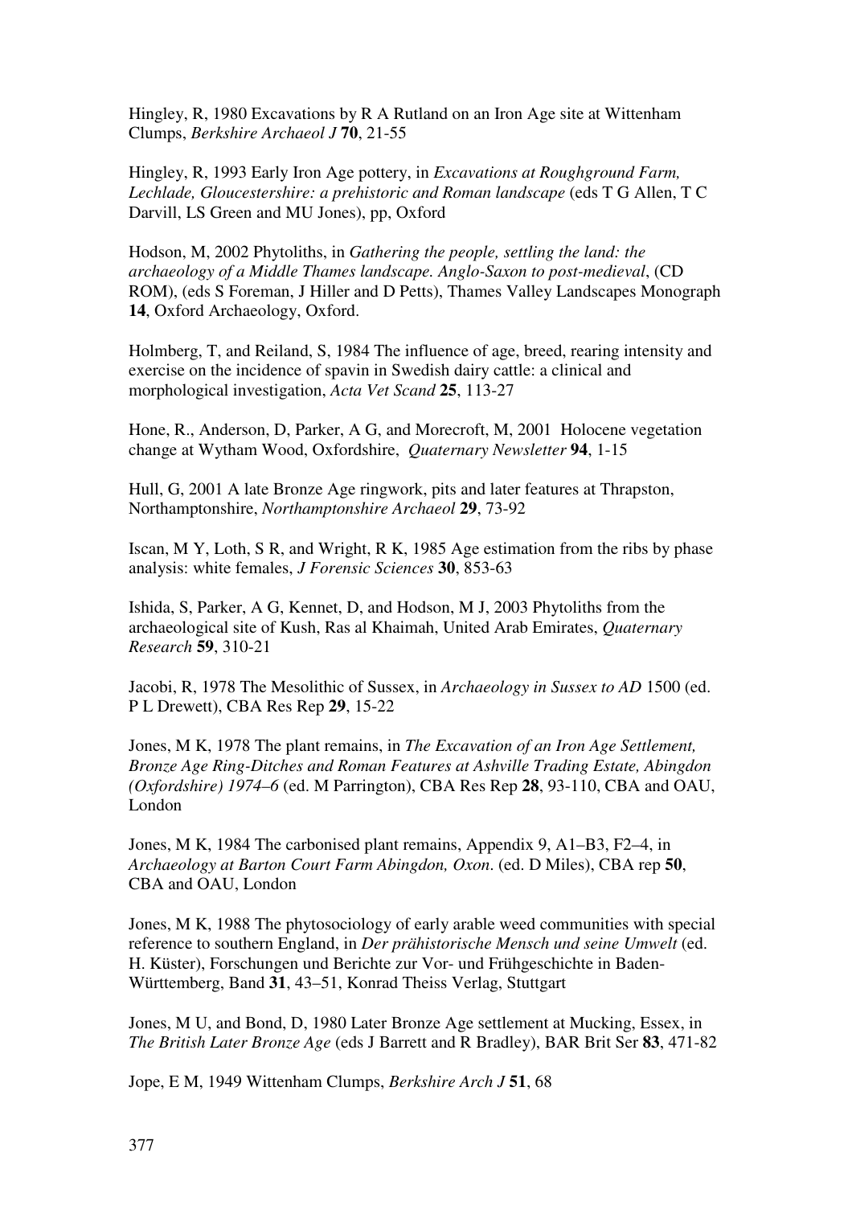Hingley, R, 1980 Excavations by R A Rutland on an Iron Age site at Wittenham Clumps, *Berkshire Archaeol J* **70**, 21-55

Hingley, R, 1993 Early Iron Age pottery, in *Excavations at Roughground Farm, Lechlade, Gloucestershire: a prehistoric and Roman landscape* (eds T G Allen, T C Darvill, LS Green and MU Jones), pp, Oxford

Hodson, M, 2002 Phytoliths, in *Gathering the people, settling the land: the archaeology of a Middle Thames landscape. Anglo-Saxon to post-medieval*, (CD ROM), (eds S Foreman, J Hiller and D Petts), Thames Valley Landscapes Monograph **14**, Oxford Archaeology, Oxford.

Holmberg, T, and Reiland, S, 1984 The influence of age, breed, rearing intensity and exercise on the incidence of spavin in Swedish dairy cattle: a clinical and morphological investigation, *Acta Vet Scand* **25**, 113-27

Hone, R., Anderson, D, Parker, A G, and Morecroft, M, 2001 Holocene vegetation change at Wytham Wood, Oxfordshire, *Quaternary Newsletter* **94**, 1-15

Hull, G, 2001 A late Bronze Age ringwork, pits and later features at Thrapston, Northamptonshire, *Northamptonshire Archaeol* **29**, 73-92

Iscan, M Y, Loth, S R, and Wright, R K, 1985 Age estimation from the ribs by phase analysis: white females, *J Forensic Sciences* **30**, 853-63

Ishida, S, Parker, A G, Kennet, D, and Hodson, M J, 2003 Phytoliths from the archaeological site of Kush, Ras al Khaimah, United Arab Emirates, *Quaternary Research* **59**, 310-21

Jacobi, R, 1978 The Mesolithic of Sussex, in *Archaeology in Sussex to AD* 1500 (ed. P L Drewett), CBA Res Rep **29**, 15-22

Jones, M K, 1978 The plant remains, in *The Excavation of an Iron Age Settlement, Bronze Age Ring-Ditches and Roman Features at Ashville Trading Estate, Abingdon (Oxfordshire) 1974–6* (ed. M Parrington), CBA Res Rep **28**, 93-110, CBA and OAU, London

Jones, M K, 1984 The carbonised plant remains, Appendix 9, A1–B3, F2–4, in *Archaeology at Barton Court Farm Abingdon, Oxon*. (ed. D Miles), CBA rep **50**, CBA and OAU, London

Jones, M K, 1988 The phytosociology of early arable weed communities with special reference to southern England, in *Der prähistorische Mensch und seine Umwelt* (ed. H. Küster), Forschungen und Berichte zur Vor- und Frühgeschichte in Baden-Württemberg, Band **31**, 43–51, Konrad Theiss Verlag, Stuttgart

Jones, M U, and Bond, D, 1980 Later Bronze Age settlement at Mucking, Essex, in *The British Later Bronze Age* (eds J Barrett and R Bradley), BAR Brit Ser **83**, 471-82

Jope, E M, 1949 Wittenham Clumps, *Berkshire Arch J* **51**, 68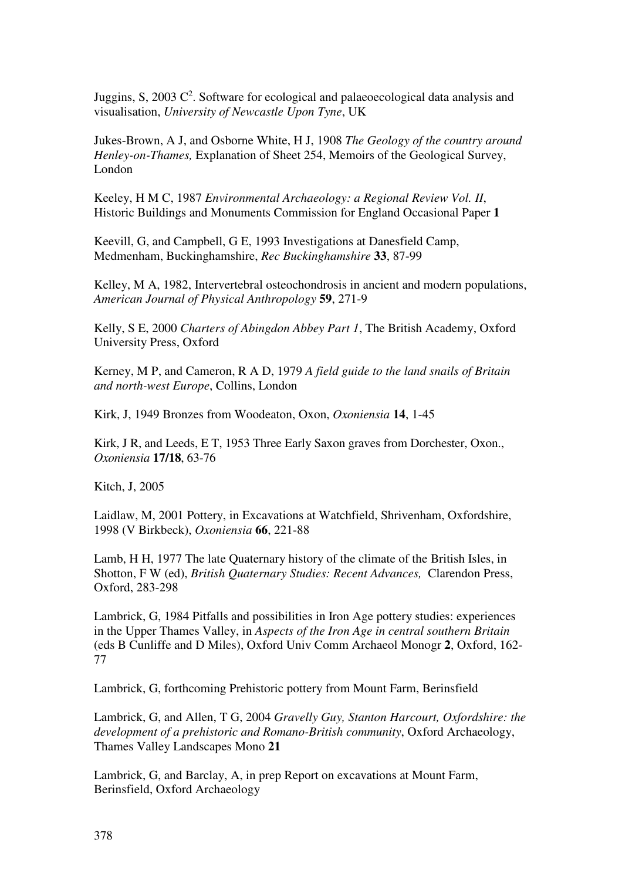Juggins, S, 2003 $C^2$. Software for ecological and palaeoecological data analysis and visualisation, *University of Newcastle Upon Tyne*, UK

Jukes-Brown, A J, and Osborne White, H J, 1908 *The Geology of the country around Henley-on-Thames,* Explanation of Sheet 254, Memoirs of the Geological Survey, London

Keeley, H M C, 1987 *Environmental Archaeology: a Regional Review Vol. II*, Historic Buildings and Monuments Commission for England Occasional Paper **1**

Keevill, G, and Campbell, G E, 1993 Investigations at Danesfield Camp, Medmenham, Buckinghamshire, *Rec Buckinghamshire* **33**, 87-99

Kelley, M A, 1982, Intervertebral osteochondrosis in ancient and modern populations, *American Journal of Physical Anthropology* **59**, 271-9

Kelly, S E, 2000 *Charters of Abingdon Abbey Part 1*, The British Academy, Oxford University Press, Oxford

Kerney, M P, and Cameron, R A D, 1979 *A field guide to the land snails of Britain and north-west Europe*, Collins, London

Kirk, J, 1949 Bronzes from Woodeaton, Oxon, *Oxoniensia* **14**, 1-45

Kirk, J R, and Leeds, E T, 1953 Three Early Saxon graves from Dorchester, Oxon., *Oxoniensia* **17/18**, 63-76

Kitch, J, 2005

Laidlaw, M, 2001 Pottery, in Excavations at Watchfield, Shrivenham, Oxfordshire, 1998 (V Birkbeck), *Oxoniensia* **66**, 221-88

Lamb, H H, 1977 The late Quaternary history of the climate of the British Isles, in Shotton, F W (ed), *British Quaternary Studies: Recent Advances,* Clarendon Press, Oxford, 283-298

Lambrick, G, 1984 Pitfalls and possibilities in Iron Age pottery studies: experiences in the Upper Thames Valley, in *Aspects of the Iron Age in central southern Britain* (eds B Cunliffe and D Miles), Oxford Univ Comm Archaeol Monogr **2**, Oxford, 162-77

Lambrick, G, forthcoming Prehistoric pottery from Mount Farm, Berinsfield

Lambrick, G, and Allen, T G, 2004 *Gravelly Guy, Stanton Harcourt, Oxfordshire: the development of a prehistoric and Romano-British community*, Oxford Archaeology, Thames Valley Landscapes Mono **21**

Lambrick, G, and Barclay, A, in prep Report on excavations at Mount Farm, Berinsfield, Oxford Archaeology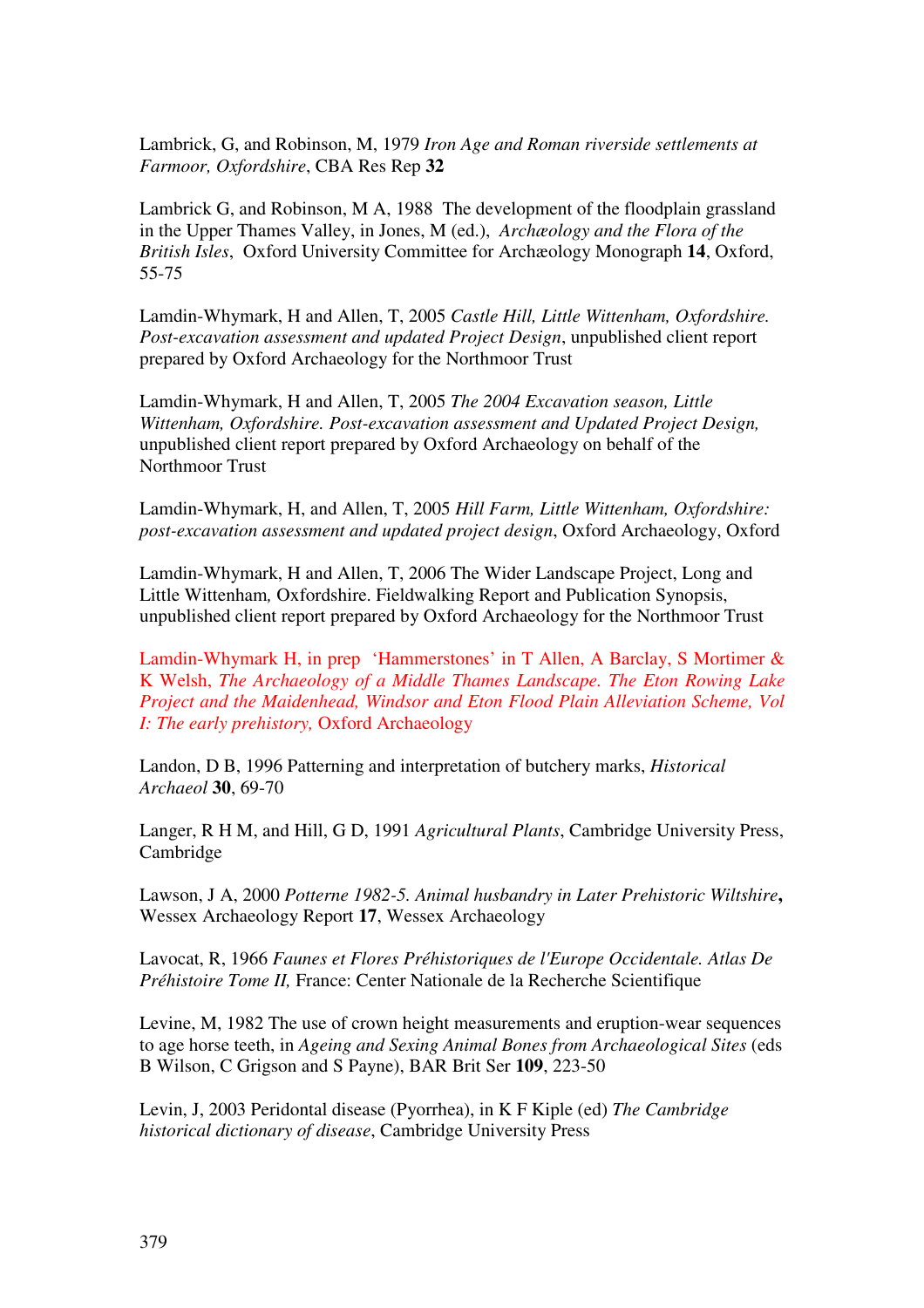Lambrick, G, and Robinson, M, 1979 *Iron Age and Roman riverside settlements at Farmoor, Oxfordshire*, CBA Res Rep **32**

Lambrick G, and Robinson, M A, 1988 The development of the floodplain grassland in the Upper Thames Valley, in Jones, M (ed.), *Archæology and the Flora of the British Isles*, Oxford University Committee for Archæology Monograph **14**, Oxford, 55-75

Lamdin-Whymark, H and Allen, T, 2005 *Castle Hill, Little Wittenham, Oxfordshire. Post-excavation assessment and updated Project Design*, unpublished client report prepared by Oxford Archaeology for the Northmoor Trust

Lamdin-Whymark, H and Allen, T, 2005 *The 2004 Excavation season, Little Wittenham, Oxfordshire. Post-excavation assessment and Updated Project Design,* unpublished client report prepared by Oxford Archaeology on behalf of the Northmoor Trust

Lamdin-Whymark, H, and Allen, T, 2005 *Hill Farm, Little Wittenham, Oxfordshire: post-excavation assessment and updated project design*, Oxford Archaeology, Oxford

Lamdin-Whymark, H and Allen, T, 2006 The Wider Landscape Project, Long and Little Wittenham*,* Oxfordshire. Fieldwalking Report and Publication Synopsis, unpublished client report prepared by Oxford Archaeology for the Northmoor Trust

Lamdin-Whymark H, in prep 'Hammerstones' in T Allen, A Barclay, S Mortimer & K Welsh, *The Archaeology of a Middle Thames Landscape. The Eton Rowing Lake Project and the Maidenhead, Windsor and Eton Flood Plain Alleviation Scheme, Vol I: The early prehistory,* Oxford Archaeology

Landon, D B, 1996 Patterning and interpretation of butchery marks, *Historical Archaeol* **30**, 69-70

Langer, R H M, and Hill, G D, 1991 *Agricultural Plants*, Cambridge University Press, Cambridge

Lawson, J A, 2000 *Potterne 1982-5. Animal husbandry in Later Prehistoric Wiltshire***,** Wessex Archaeology Report **17**, Wessex Archaeology

Lavocat, R, 1966 *Faunes et Flores Préhistoriques de l'Europe Occidentale. Atlas De Préhistoire Tome II,* France: Center Nationale de la Recherche Scientifique

Levine, M, 1982 The use of crown height measurements and eruption-wear sequences to age horse teeth, in *Ageing and Sexing Animal Bones from Archaeological Sites* (eds B Wilson, C Grigson and S Payne), BAR Brit Ser **109**, 223-50

Levin, J, 2003 Peridontal disease (Pyorrhea), in K F Kiple (ed) *The Cambridge historical dictionary of disease*, Cambridge University Press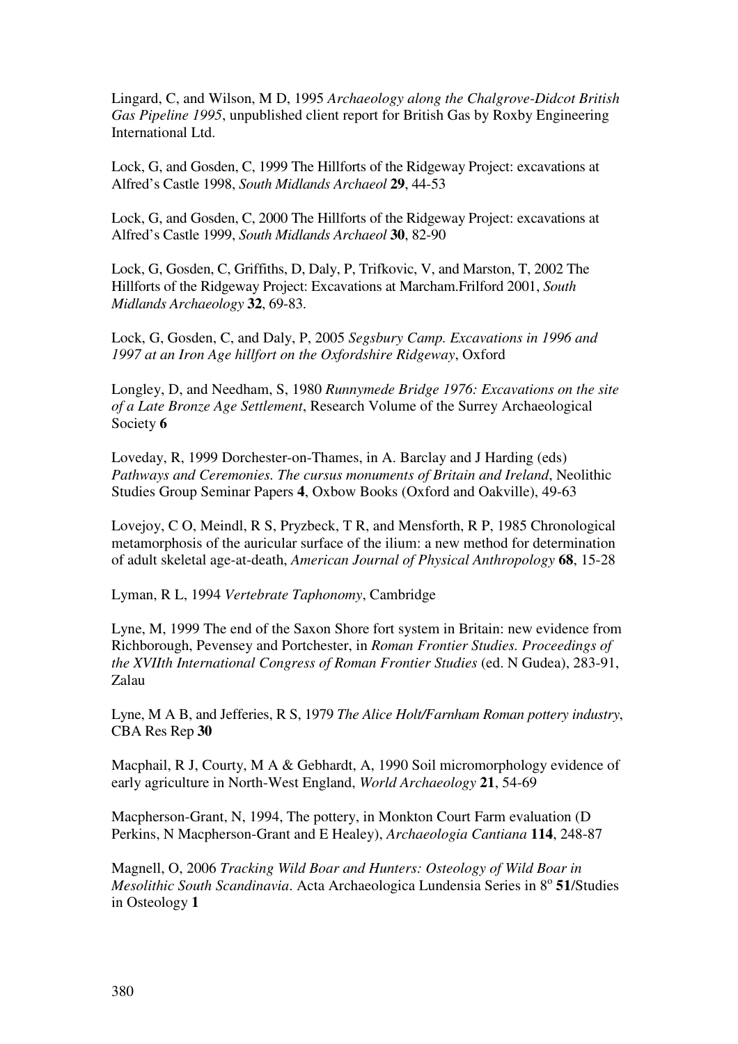Lingard, C, and Wilson, M D, 1995 *Archaeology along the Chalgrove-Didcot British Gas Pipeline 1995*, unpublished client report for British Gas by Roxby Engineering International Ltd.

Lock, G, and Gosden, C, 1999 The Hillforts of the Ridgeway Project: excavations at Alfred's Castle 1998, *South Midlands Archaeol* **29**, 44-53

Lock, G, and Gosden, C, 2000 The Hillforts of the Ridgeway Project: excavations at Alfred's Castle 1999, *South Midlands Archaeol* **30**, 82-90

Lock, G, Gosden, C, Griffiths, D, Daly, P, Trifkovic, V, and Marston, T, 2002 The Hillforts of the Ridgeway Project: Excavations at Marcham.Frilford 2001, *South Midlands Archaeology* **32**, 69-83.

Lock, G, Gosden, C, and Daly, P, 2005 *Segsbury Camp. Excavations in 1996 and 1997 at an Iron Age hillfort on the Oxfordshire Ridgeway*, Oxford

Longley, D, and Needham, S, 1980 *Runnymede Bridge 1976: Excavations on the site of a Late Bronze Age Settlement*, Research Volume of the Surrey Archaeological Society **6**

Loveday, R, 1999 Dorchester-on-Thames, in A. Barclay and J Harding (eds) *Pathways and Ceremonies. The cursus monuments of Britain and Ireland*, Neolithic Studies Group Seminar Papers **4**, Oxbow Books (Oxford and Oakville), 49-63

Lovejoy, C O, Meindl, R S, Pryzbeck, T R, and Mensforth, R P, 1985 Chronological metamorphosis of the auricular surface of the ilium: a new method for determination of adult skeletal age-at-death, *American Journal of Physical Anthropology* **68**, 15-28

Lyman, R L, 1994 *Vertebrate Taphonomy*, Cambridge

Lyne, M, 1999 The end of the Saxon Shore fort system in Britain: new evidence from Richborough, Pevensey and Portchester, in *Roman Frontier Studies. Proceedings of the XVIIth International Congress of Roman Frontier Studies* (ed. N Gudea), 283-91, Zalau

Lyne, M A B, and Jefferies, R S, 1979 *The Alice Holt/Farnham Roman pottery industry*, CBA Res Rep **30**

Macphail, R J, Courty, M A & Gebhardt, A, 1990 Soil micromorphology evidence of early agriculture in North-West England, *World Archaeology* **21**, 54-69

Macpherson-Grant, N, 1994, The pottery, in Monkton Court Farm evaluation (D Perkins, N Macpherson-Grant and E Healey), *Archaeologia Cantiana* **114**, 248-87

Magnell, O, 2006 *Tracking Wild Boar and Hunters: Osteology of Wild Boar in Mesolithic South Scandinavia*. Acta Archaeologica Lundensia Series in 8º **51**/Studies in Osteology **1**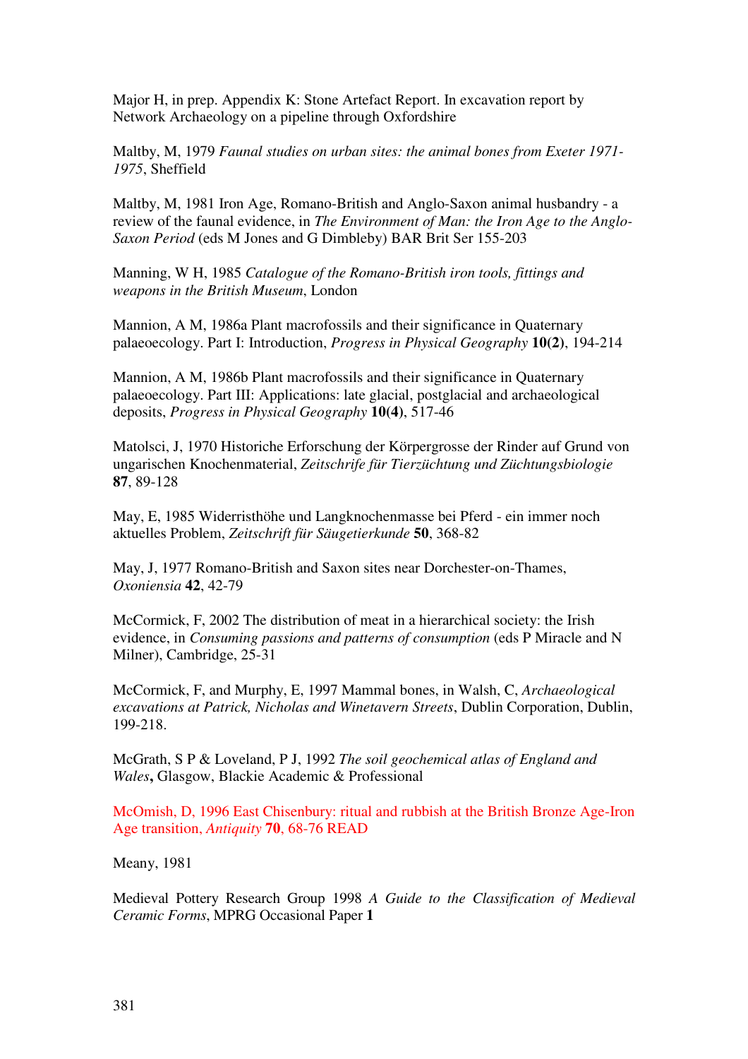Major H, in prep. Appendix K: Stone Artefact Report. In excavation report by Network Archaeology on a pipeline through Oxfordshire

Maltby, M, 1979 *Faunal studies on urban sites: the animal bones from Exeter 1971-1975*, Sheffield

Maltby, M, 1981 Iron Age, Romano-British and Anglo-Saxon animal husbandry - a review of the faunal evidence, in *The Environment of Man: the Iron Age to the Anglo-Saxon Period* (eds M Jones and G Dimbleby) BAR Brit Ser 155-203

Manning, W H, 1985 *Catalogue of the Romano-British iron tools, fittings and weapons in the British Museum*, London

Mannion, A M, 1986a Plant macrofossils and their significance in Quaternary palaeoecology. Part I: Introduction, *Progress in Physical Geography* **10(2)**, 194-214

Mannion, A M, 1986b Plant macrofossils and their significance in Quaternary palaeoecology. Part III: Applications: late glacial, postglacial and archaeological deposits, *Progress in Physical Geography* **10(4)**, 517-46

Matolsci, J, 1970 Historiche Erforschung der Körpergrosse der Rinder auf Grund von ungarischen Knochenmaterial, *Zeitschrife für Tierzüchtung und Züchtungsbiologie* **87**, 89-128

May, E, 1985 Widerristhöhe und Langknochenmasse bei Pferd - ein immer noch aktuelles Problem, *Zeitschrift für Säugetierkunde* **50**, 368-82

May, J, 1977 Romano-British and Saxon sites near Dorchester-on-Thames, *Oxoniensia* **42**, 42-79

McCormick, F, 2002 The distribution of meat in a hierarchical society: the Irish evidence, in *Consuming passions and patterns of consumption* (eds P Miracle and N Milner), Cambridge, 25-31

McCormick, F, and Murphy, E, 1997 Mammal bones, in Walsh, C, *Archaeological excavations at Patrick, Nicholas and Winetavern Streets*, Dublin Corporation, Dublin, 199-218.

McGrath, S P & Loveland, P J, 1992 *The soil geochemical atlas of England and Wales*, Glasgow, Blackie Academic & Professional

McOmish, D, 1996 East Chisenbury: ritual and rubbish at the British Bronze Age-Iron Age transition, *Antiquity* **70**, 68-76 READ

Meany, 1981

Medieval Pottery Research Group 1998 *A Guide to the Classification of Medieval Ceramic Forms*, MPRG Occasional Paper **1**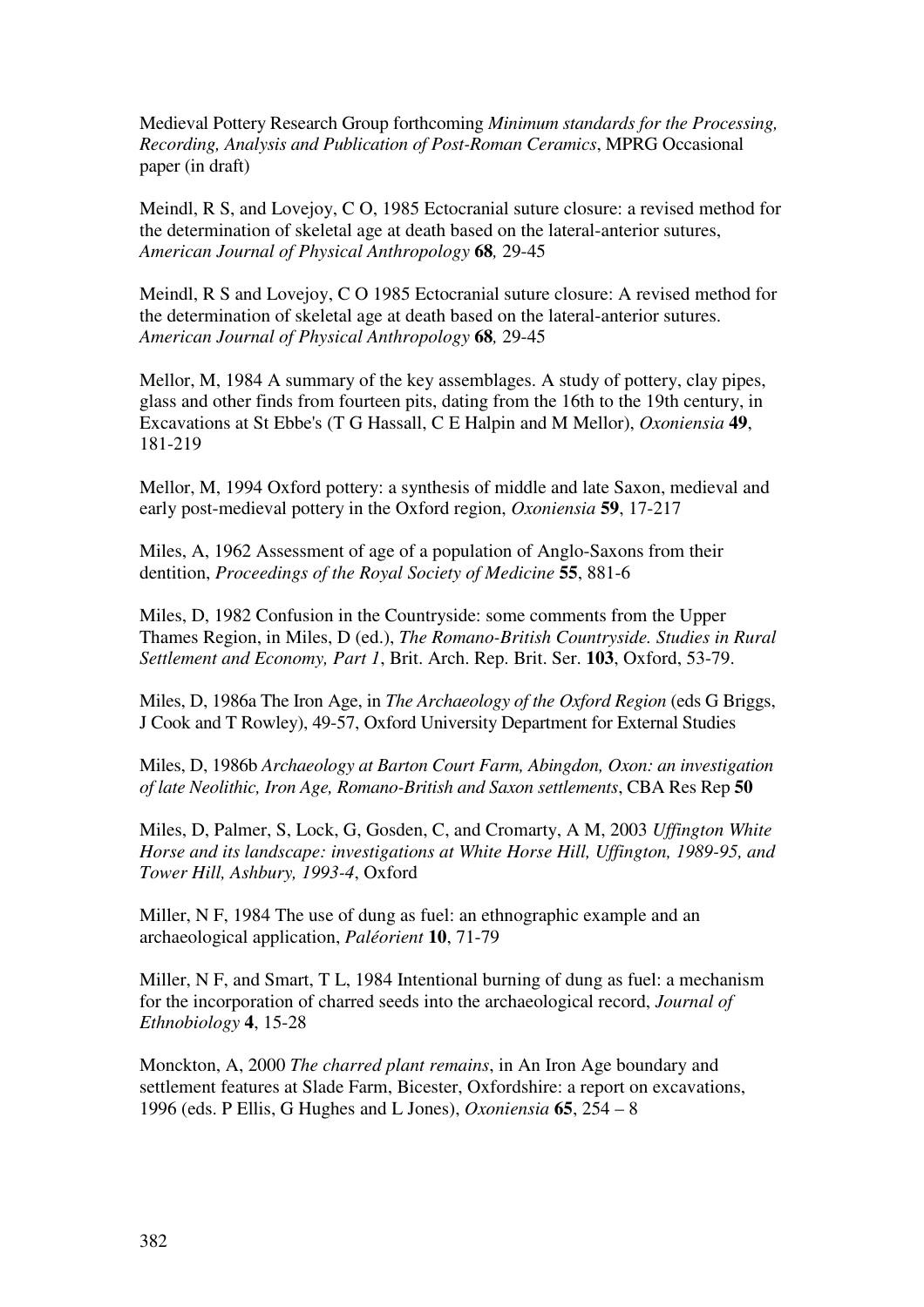Medieval Pottery Research Group forthcoming *Minimum standards for the Processing, Recording, Analysis and Publication of Post-Roman Ceramics*, MPRG Occasional paper (in draft)

Meindl, R S, and Lovejoy, C O, 1985 Ectocranial suture closure: a revised method for the determination of skeletal age at death based on the lateral-anterior sutures, *American Journal of Physical Anthropology* **68***,* 29-45

Meindl, R S and Lovejoy, C O 1985 Ectocranial suture closure: A revised method for the determination of skeletal age at death based on the lateral-anterior sutures. *American Journal of Physical Anthropology* **68***,* 29-45

Mellor, M, 1984 A summary of the key assemblages. A study of pottery, clay pipes, glass and other finds from fourteen pits, dating from the 16th to the 19th century, in Excavations at St Ebbe's (T G Hassall, C E Halpin and M Mellor), *Oxoniensia* **49**, 181-219

Mellor, M, 1994 Oxford pottery: a synthesis of middle and late Saxon, medieval and early post-medieval pottery in the Oxford region, *Oxoniensia* **59**, 17-217

Miles, A, 1962 Assessment of age of a population of Anglo-Saxons from their dentition, *Proceedings of the Royal Society of Medicine* **55**, 881-6

Miles, D, 1982 Confusion in the Countryside: some comments from the Upper Thames Region, in Miles, D (ed.), *The Romano-British Countryside. Studies in Rural Settlement and Economy, Part 1*, Brit. Arch. Rep. Brit. Ser. **103**, Oxford, 53-79.

Miles, D, 1986a The Iron Age, in *The Archaeology of the Oxford Region* (eds G Briggs, J Cook and T Rowley), 49-57, Oxford University Department for External Studies

Miles, D, 1986b *Archaeology at Barton Court Farm, Abingdon, Oxon: an investigation of late Neolithic, Iron Age, Romano-British and Saxon settlements*, CBA Res Rep **50**

Miles, D, Palmer, S, Lock, G, Gosden, C, and Cromarty, A M, 2003 *Uffington White Horse and its landscape: investigations at White Horse Hill, Uffington, 1989-95, and Tower Hill, Ashbury, 1993-4*, Oxford

Miller, N F, 1984 The use of dung as fuel: an ethnographic example and an archaeological application, *Paléorient* **10**, 71-79

Miller, N F, and Smart, T L, 1984 Intentional burning of dung as fuel: a mechanism for the incorporation of charred seeds into the archaeological record, *Journal of Ethnobiology* **4**, 15-28

Monckton, A, 2000 *The charred plant remains*, in An Iron Age boundary and settlement features at Slade Farm, Bicester, Oxfordshire: a report on excavations, 1996 (eds. P Ellis, G Hughes and L Jones), *Oxoniensia* **65**, 254 – 8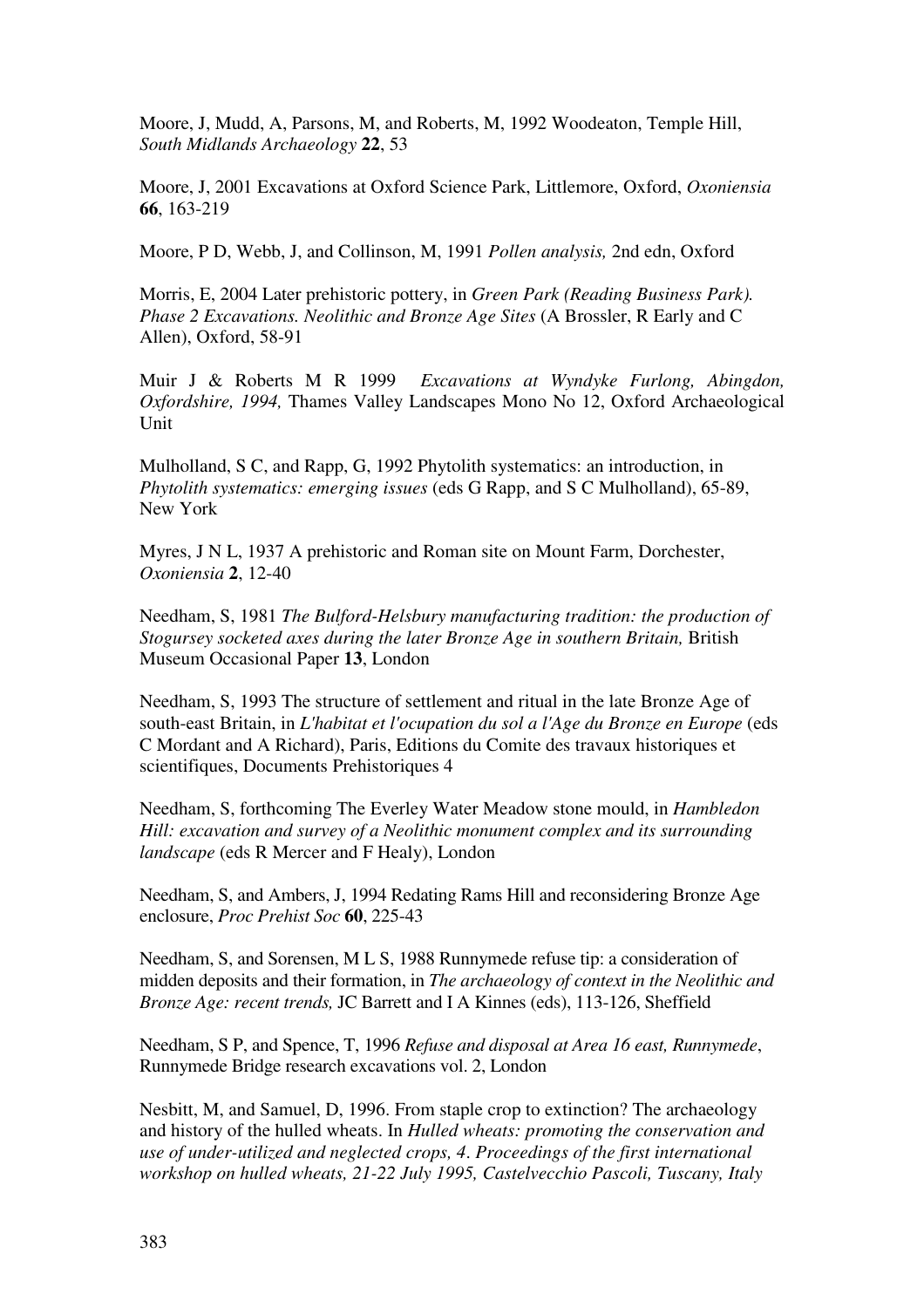Moore, J, Mudd, A, Parsons, M, and Roberts, M, 1992 Woodeaton, Temple Hill, *South Midlands Archaeology* **22**, 53

Moore, J, 2001 Excavations at Oxford Science Park, Littlemore, Oxford, *Oxoniensia* **66**, 163-219

Moore, P D, Webb, J, and Collinson, M, 1991 *Pollen analysis,* 2nd edn, Oxford

Morris, E, 2004 Later prehistoric pottery, in *Green Park (Reading Business Park). Phase 2 Excavations. Neolithic and Bronze Age Sites* (A Brossler, R Early and C Allen), Oxford, 58-91

Muir J & Roberts M R 1999 *Excavations at Wyndyke Furlong, Abingdon, Oxfordshire, 1994,* Thames Valley Landscapes Mono No 12, Oxford Archaeological Unit

Mulholland, S C, and Rapp, G, 1992 Phytolith systematics: an introduction, in *Phytolith systematics: emerging issues* (eds G Rapp, and S C Mulholland), 65-89, New York

Myres, J N L, 1937 A prehistoric and Roman site on Mount Farm, Dorchester, *Oxoniensia* **2**, 12-40

Needham, S, 1981 *The Bulford-Helsbury manufacturing tradition: the production of Stogursey socketed axes during the later Bronze Age in southern Britain,* British Museum Occasional Paper **13**, London

Needham, S, 1993 The structure of settlement and ritual in the late Bronze Age of south-east Britain, in *L'habitat et l'ocupation du sol a l'Age du Bronze en Europe* (eds C Mordant and A Richard), Paris, Editions du Comite des travaux historiques et scientifiques, Documents Prehistoriques 4

Needham, S, forthcoming The Everley Water Meadow stone mould, in *Hambledon Hill: excavation and survey of a Neolithic monument complex and its surrounding landscape* (eds R Mercer and F Healy), London

Needham, S, and Ambers, J, 1994 Redating Rams Hill and reconsidering Bronze Age enclosure, *Proc Prehist Soc* **60**, 225-43

Needham, S, and Sorensen, M L S, 1988 Runnymede refuse tip: a consideration of midden deposits and their formation, in *The archaeology of context in the Neolithic and Bronze Age: recent trends,* JC Barrett and I A Kinnes (eds), 113-126, Sheffield

Needham, S P, and Spence, T, 1996 *Refuse and disposal at Area 16 east, Runnymede*, Runnymede Bridge research excavations vol. 2, London

Nesbitt, M, and Samuel, D, 1996. From staple crop to extinction? The archaeology and history of the hulled wheats. In *Hulled wheats: promoting the conservation and use of under-utilized and neglected crops, 4. Proceedings of the first international workshop on hulled wheats, 21-22 July 1995, Castelvecchio Pascoli, Tuscany, Italy*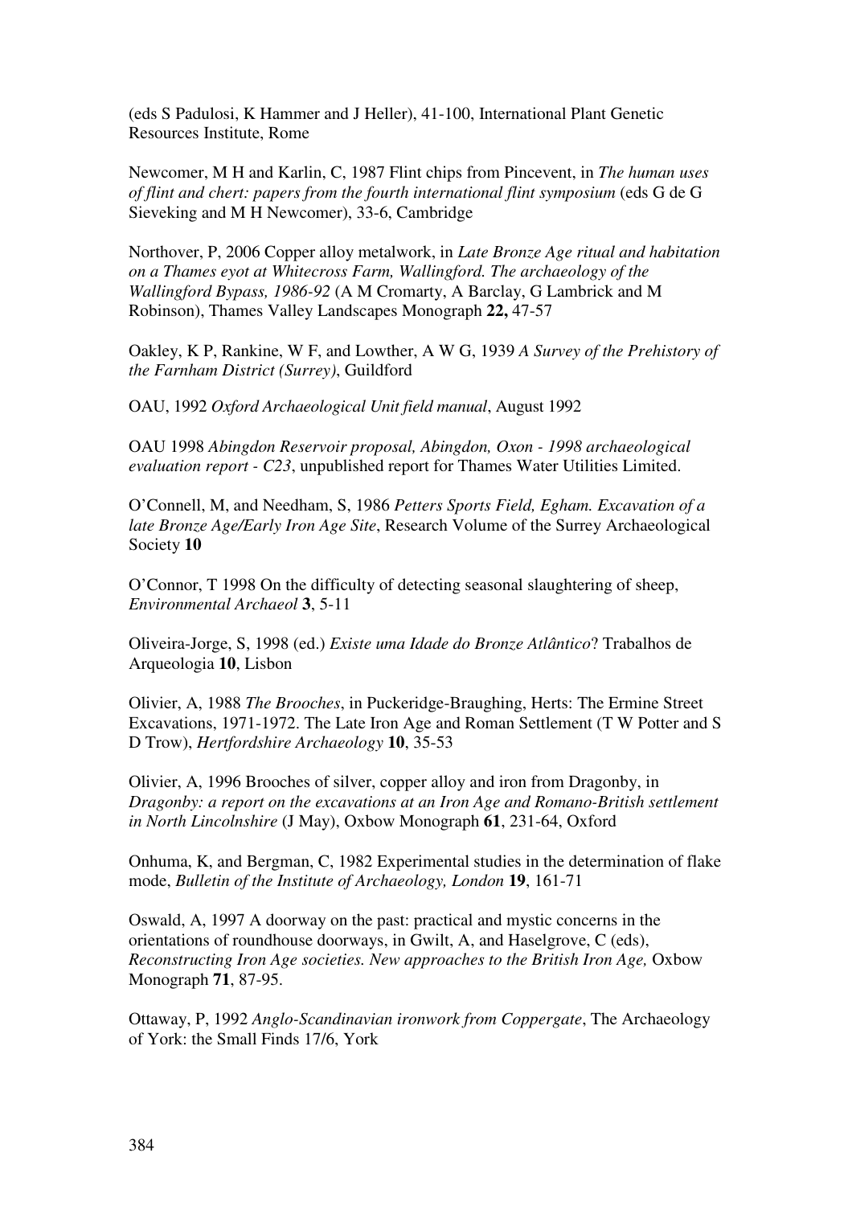(eds S Padulosi, K Hammer and J Heller), 41-100, International Plant Genetic Resources Institute, Rome

Newcomer, M H and Karlin, C, 1987 Flint chips from Pincevent, in *The human uses of flint and chert: papers from the fourth international flint symposium* (eds G de G Sieveking and M H Newcomer), 33-6, Cambridge

Northover, P, 2006 Copper alloy metalwork, in *Late Bronze Age ritual and habitation on a Thames eyot at Whitecross Farm, Wallingford. The archaeology of the Wallingford Bypass, 1986-92* (A M Cromarty, A Barclay, G Lambrick and M Robinson), Thames Valley Landscapes Monograph **22,** 47-57

Oakley, K P, Rankine, W F, and Lowther, A W G, 1939 *A Survey of the Prehistory of the Farnham District (Surrey)*, Guildford

OAU, 1992 *Oxford Archaeological Unit field manual*, August 1992

OAU 1998 *Abingdon Reservoir proposal, Abingdon, Oxon - 1998 archaeological evaluation report - C23*, unpublished report for Thames Water Utilities Limited.

O'Connell, M, and Needham, S, 1986 *Petters Sports Field, Egham. Excavation of a late Bronze Age/Early Iron Age Site*, Research Volume of the Surrey Archaeological Society **10**

O'Connor, T 1998 On the difficulty of detecting seasonal slaughtering of sheep, *Environmental Archaeol* **3**, 5-11

Oliveira-Jorge, S, 1998 (ed.) *Existe uma Idade do Bronze Atlântico*? Trabalhos de Arqueologia **10**, Lisbon

Olivier, A, 1988 *The Brooches*, in Puckeridge-Braughing, Herts: The Ermine Street Excavations, 1971-1972. The Late Iron Age and Roman Settlement (T W Potter and S D Trow), *Hertfordshire Archaeology* **10**, 35-53

Olivier, A, 1996 Brooches of silver, copper alloy and iron from Dragonby, in *Dragonby: a report on the excavations at an Iron Age and Romano-British settlement in North Lincolnshire* (J May), Oxbow Monograph **61**, 231-64, Oxford

Onhuma, K, and Bergman, C, 1982 Experimental studies in the determination of flake mode, *Bulletin of the Institute of Archaeology, London* **19**, 161-71

Oswald, A, 1997 A doorway on the past: practical and mystic concerns in the orientations of roundhouse doorways, in Gwilt, A, and Haselgrove, C (eds), *Reconstructing Iron Age societies. New approaches to the British Iron Age,* Oxbow Monograph **71**, 87-95.

Ottaway, P, 1992 *Anglo-Scandinavian ironwork from Coppergate*, The Archaeology of York: the Small Finds 17/6, York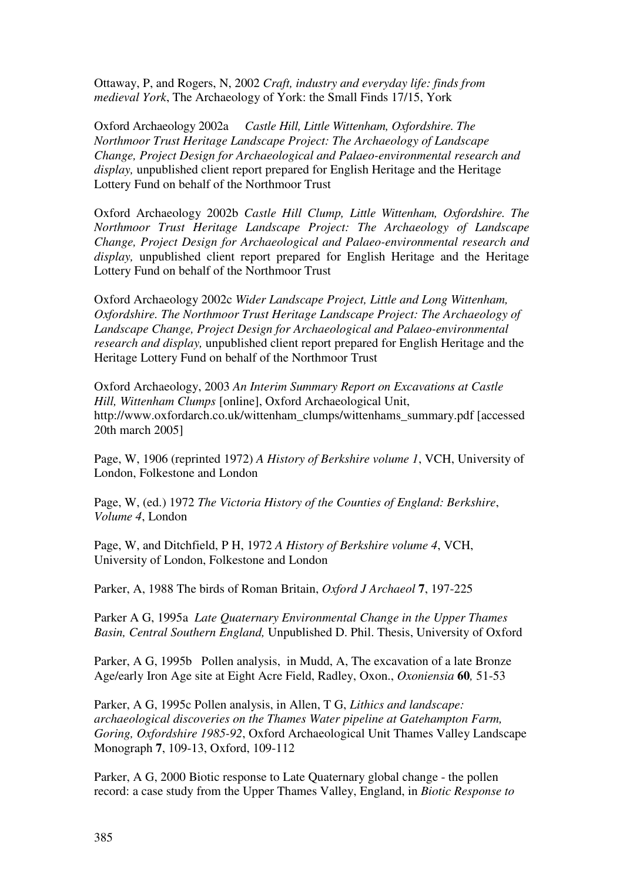Ottaway, P, and Rogers, N, 2002 *Craft, industry and everyday life: finds from medieval York*, The Archaeology of York: the Small Finds 17/15, York

Oxford Archaeology 2002a *Castle Hill, Little Wittenham, Oxfordshire. The Northmoor Trust Heritage Landscape Project: The Archaeology of Landscape Change, Project Design for Archaeological and Palaeo-environmental research and display,* unpublished client report prepared for English Heritage and the Heritage Lottery Fund on behalf of the Northmoor Trust

Oxford Archaeology 2002b *Castle Hill Clump, Little Wittenham, Oxfordshire. The Northmoor Trust Heritage Landscape Project: The Archaeology of Landscape Change, Project Design for Archaeological and Palaeo-environmental research and display,* unpublished client report prepared for English Heritage and the Heritage Lottery Fund on behalf of the Northmoor Trust

Oxford Archaeology 2002c *Wider Landscape Project, Little and Long Wittenham, Oxfordshire. The Northmoor Trust Heritage Landscape Project: The Archaeology of Landscape Change, Project Design for Archaeological and Palaeo-environmental research and display,* unpublished client report prepared for English Heritage and the Heritage Lottery Fund on behalf of the Northmoor Trust

Oxford Archaeology, 2003 *An Interim Summary Report on Excavations at Castle Hill, Wittenham Clumps* [online], Oxford Archaeological Unit, http://www.oxfordarch.co.uk/wittenham_clumps/wittenhams_summary.pdf [accessed 20th march 2005]

Page, W, 1906 (reprinted 1972) *A History of Berkshire volume 1*, VCH, University of London, Folkestone and London

Page, W, (ed.) 1972 *The Victoria History of the Counties of England: Berkshire*, *Volume 4*, London

Page, W, and Ditchfield, P H, 1972 *A History of Berkshire volume 4*, VCH, University of London, Folkestone and London

Parker, A, 1988 The birds of Roman Britain, *Oxford J Archaeol* **7**, 197-225

Parker A G, 1995a *Late Quaternary Environmental Change in the Upper Thames Basin, Central Southern England,* Unpublished D. Phil. Thesis, University of Oxford

Parker, A G, 1995b Pollen analysis, in Mudd, A, The excavation of a late Bronze Age/early Iron Age site at Eight Acre Field, Radley, Oxon., *Oxoniensia* **60***,* 51-53

Parker, A G, 1995c Pollen analysis, in Allen, T G, *Lithics and landscape: archaeological discoveries on the Thames Water pipeline at Gatehampton Farm, Goring, Oxfordshire 1985-92*, Oxford Archaeological Unit Thames Valley Landscape Monograph **7**, 109-13, Oxford, 109-112

Parker, A G, 2000 Biotic response to Late Quaternary global change - the pollen record: a case study from the Upper Thames Valley, England, in *Biotic Response to*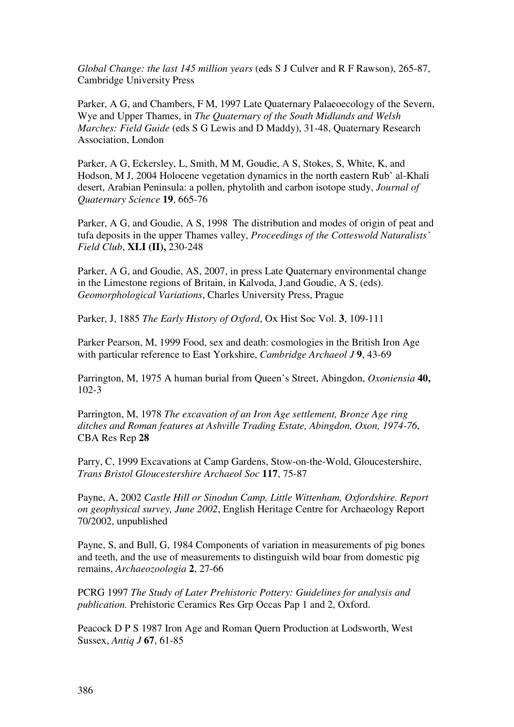*Global Change: the last 145 million years* (eds S J Culver and R F Rawson), 265-87, Cambridge University Press

Parker, A G, and Chambers, F M, 1997 Late Quaternary Palaeoecology of the Severn, Wye and Upper Thames, in *The Quaternary of the South Midlands and Welsh Marches: Field Guide* (eds S G Lewis and D Maddy), 31-48, Quaternary Research Association, London

Parker, A G, Eckersley, L, Smith, M M, Goudie, A S, Stokes, S, White, K, and Hodson, M J, 2004 Holocene vegetation dynamics in the north eastern Rub' al-Khali desert, Arabian Peninsula: a pollen, phytolith and carbon isotope study, *Journal of Quaternary Science* **19**, 665-76

Parker, A G, and Goudie, A S, 1998 The distribution and modes of origin of peat and tufa deposits in the upper Thames valley, *Proceedings of the Cotteswold Naturalists' Field Club*, **XLI (II),** 230-248

Parker, A G, and Goudie, AS, 2007, in press Late Quaternary environmental change in the Limestone regions of Britain, in Kalvoda, J,and Goudie, A S, (eds). *Geomorphological Variations*, Charles University Press, Prague

Parker, J, 1885 *The Early History of Oxford*, Ox Hist Soc Vol. **3**, 109-111

Parker Pearson, M, 1999 Food, sex and death: cosmologies in the British Iron Age with particular reference to East Yorkshire, *Cambridge Archaeol J* **9**, 43-69

Parrington, M, 1975 A human burial from Queen's Street, Abingdon, *Oxoniensia* **40,** 102-3

Parrington, M, 1978 *The excavation of an Iron Age settlement, Bronze Age ring ditches and Roman features at Ashville Trading Estate, Abingdon, Oxon, 1974-76*, CBA Res Rep **28**

Parry, C, 1999 Excavations at Camp Gardens, Stow-on-the-Wold, Gloucestershire, *Trans Bristol Gloucestershire Archaeol Soc* **117**, 75-87

Payne, A, 2002 *Castle Hill or Sinodun Camp, Little Wittenham, Oxfordshire. Report on geophysical survey, June 2002*, English Heritage Centre for Archaeology Report 70/2002, unpublished

Payne, S, and Bull, G, 1984 Components of variation in measurements of pig bones and teeth, and the use of measurements to distinguish wild boar from domestic pig remains, *Archaeozoologia* **2**, 27-66

PCRG 1997 *The Study of Later Prehistoric Pottery: Guidelines for analysis and publication.* Prehistoric Ceramics Res Grp Occas Pap 1 and 2, Oxford.

Peacock D P S 1987 Iron Age and Roman Quern Production at Lodsworth, West Sussex, *Antiq J* **67**, 61-85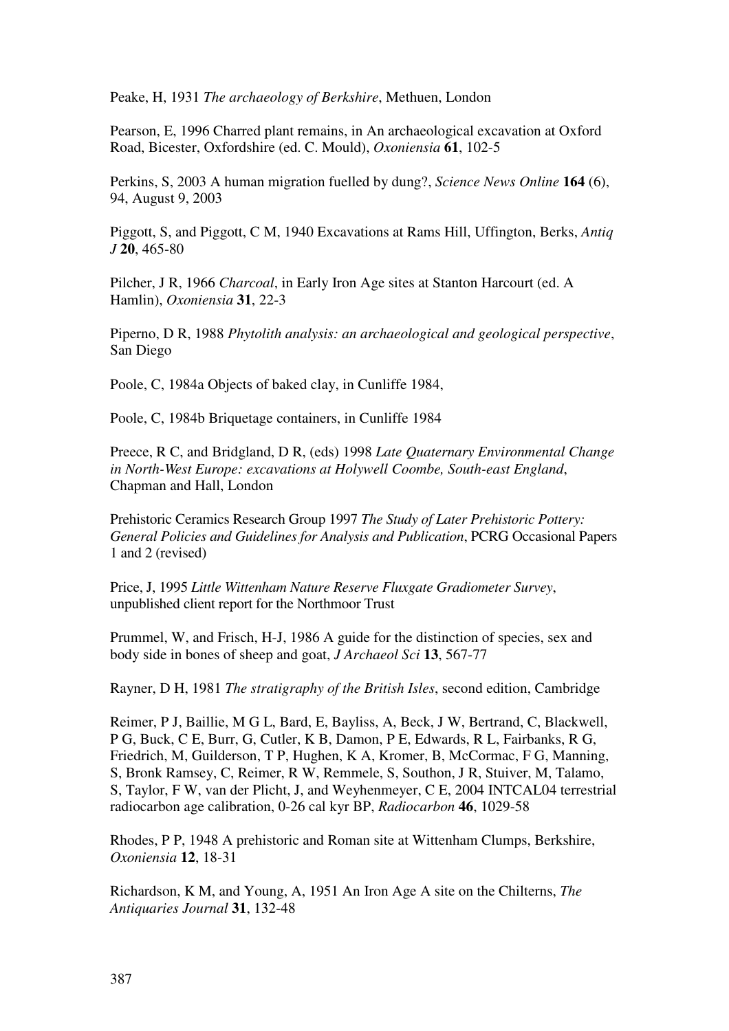Peake, H, 1931 *The archaeology of Berkshire*, Methuen, London

Pearson, E, 1996 Charred plant remains, in An archaeological excavation at Oxford Road, Bicester, Oxfordshire (ed. C. Mould), *Oxoniensia* **61**, 102-5

Perkins, S, 2003 A human migration fuelled by dung?, *Science News Online* **164** (6), 94, August 9, 2003

Piggott, S, and Piggott, C M, 1940 Excavations at Rams Hill, Uffington, Berks, *Antiq J* **20**, 465-80

Pilcher, J R, 1966 *Charcoal*, in Early Iron Age sites at Stanton Harcourt (ed. A Hamlin), *Oxoniensia* **31**, 22-3

Piperno, D R, 1988 *Phytolith analysis: an archaeological and geological perspective*, San Diego

Poole, C, 1984a Objects of baked clay, in Cunliffe 1984,

Poole, C, 1984b Briquetage containers, in Cunliffe 1984

Preece, R C, and Bridgland, D R, (eds) 1998 *Late Quaternary Environmental Change in North-West Europe: excavations at Holywell Coombe, South-east England*, Chapman and Hall, London

Prehistoric Ceramics Research Group 1997 *The Study of Later Prehistoric Pottery: General Policies and Guidelines for Analysis and Publication*, PCRG Occasional Papers 1 and 2 (revised)

Price, J, 1995 *Little Wittenham Nature Reserve Fluxgate Gradiometer Survey*, unpublished client report for the Northmoor Trust

Prummel, W, and Frisch, H-J, 1986 A guide for the distinction of species, sex and body side in bones of sheep and goat, *J Archaeol Sci* **13**, 567-77

Rayner, D H, 1981 *The stratigraphy of the British Isles*, second edition, Cambridge

Reimer, P J, Baillie, M G L, Bard, E, Bayliss, A, Beck, J W, Bertrand, C, Blackwell, P G, Buck, C E, Burr, G, Cutler, K B, Damon, P E, Edwards, R L, Fairbanks, R G, Friedrich, M, Guilderson, T P, Hughen, K A, Kromer, B, McCormac, F G, Manning, S, Bronk Ramsey, C, Reimer, R W, Remmele, S, Southon, J R, Stuiver, M, Talamo, S, Taylor, F W, van der Plicht, J, and Weyhenmeyer, C E, 2004 INTCAL04 terrestrial radiocarbon age calibration, 0-26 cal kyr BP, *Radiocarbon* **46**, 1029-58

Rhodes, P P, 1948 A prehistoric and Roman site at Wittenham Clumps, Berkshire, *Oxoniensia* **12**, 18-31

Richardson, K M, and Young, A, 1951 An Iron Age A site on the Chilterns, *The Antiquaries Journal* **31**, 132-48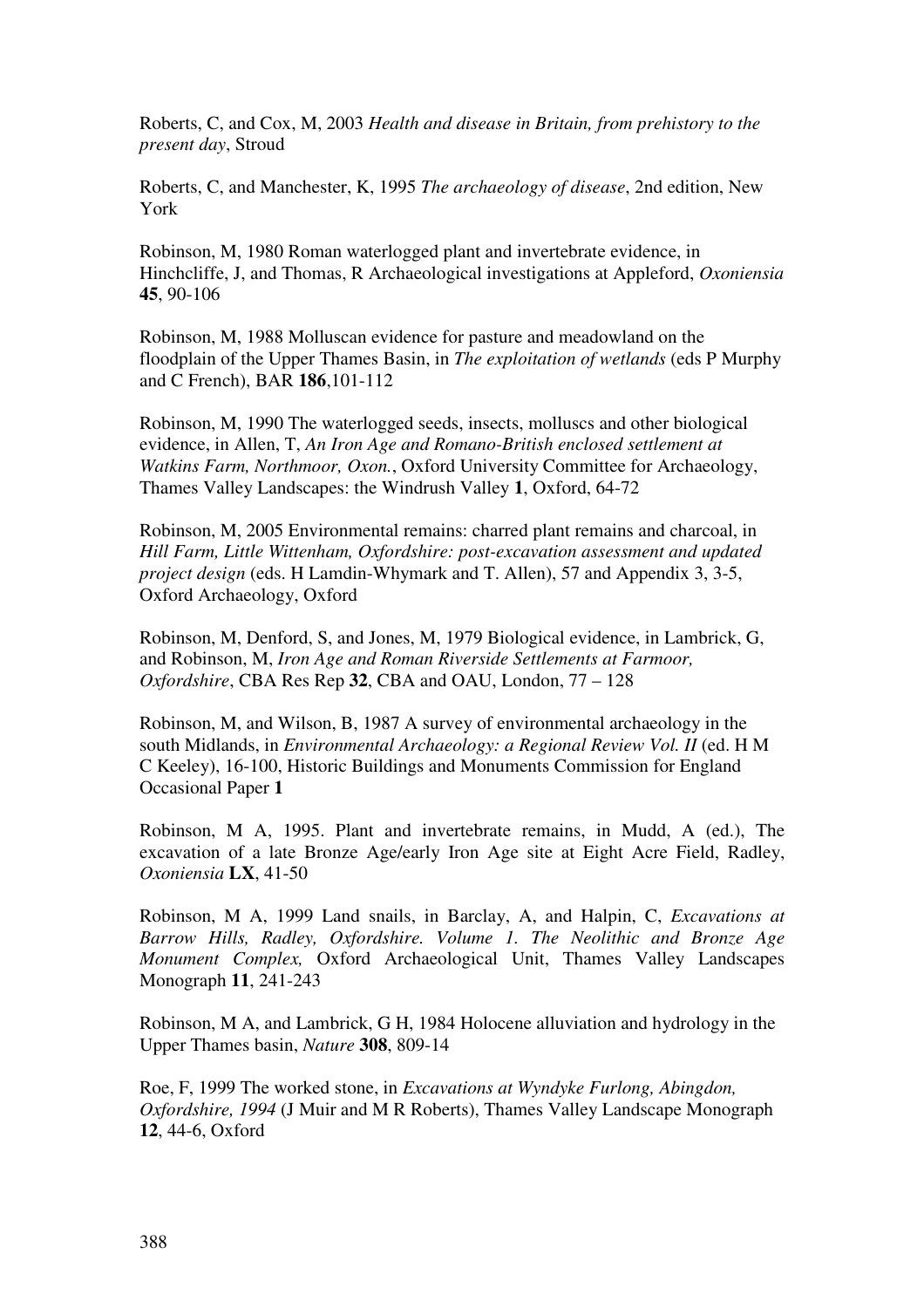Roberts, C, and Cox, M, 2003 *Health and disease in Britain, from prehistory to the present day*, Stroud

Roberts, C, and Manchester, K, 1995 *The archaeology of disease*, 2nd edition, New York

Robinson, M, 1980 Roman waterlogged plant and invertebrate evidence, in Hinchcliffe, J, and Thomas, R Archaeological investigations at Appleford, *Oxoniensia* **45**, 90-106

Robinson, M, 1988 Molluscan evidence for pasture and meadowland on the floodplain of the Upper Thames Basin, in *The exploitation of wetlands* (eds P Murphy and C French), BAR **186**,101-112

Robinson, M, 1990 The waterlogged seeds, insects, molluscs and other biological evidence, in Allen, T, *An Iron Age and Romano-British enclosed settlement at Watkins Farm, Northmoor, Oxon.*, Oxford University Committee for Archaeology, Thames Valley Landscapes: the Windrush Valley **1**, Oxford, 64-72

Robinson, M, 2005 Environmental remains: charred plant remains and charcoal, in *Hill Farm, Little Wittenham, Oxfordshire: post-excavation assessment and updated project design* (eds. H Lamdin-Whymark and T. Allen), 57 and Appendix 3, 3-5, Oxford Archaeology, Oxford

Robinson, M, Denford, S, and Jones, M, 1979 Biological evidence, in Lambrick, G, and Robinson, M, *Iron Age and Roman Riverside Settlements at Farmoor, Oxfordshire*, CBA Res Rep **32**, CBA and OAU, London, 77 – 128

Robinson, M, and Wilson, B, 1987 A survey of environmental archaeology in the south Midlands, in *Environmental Archaeology: a Regional Review Vol. II* (ed. H M C Keeley), 16-100, Historic Buildings and Monuments Commission for England Occasional Paper **1**

Robinson, M A, 1995. Plant and invertebrate remains, in Mudd, A (ed.), The excavation of a late Bronze Age/early Iron Age site at Eight Acre Field, Radley, *Oxoniensia* **LX**, 41-50

Robinson, M A, 1999 Land snails, in Barclay, A, and Halpin, C, *Excavations at Barrow Hills, Radley, Oxfordshire. Volume 1. The Neolithic and Bronze Age Monument Complex,* Oxford Archaeological Unit, Thames Valley Landscapes Monograph **11**, 241-243

Robinson, M A, and Lambrick, G H, 1984 Holocene alluviation and hydrology in the Upper Thames basin, *Nature* **308**, 809-14

Roe, F, 1999 The worked stone, in *Excavations at Wyndyke Furlong, Abingdon, Oxfordshire, 1994* (J Muir and M R Roberts), Thames Valley Landscape Monograph **12**, 44-6, Oxford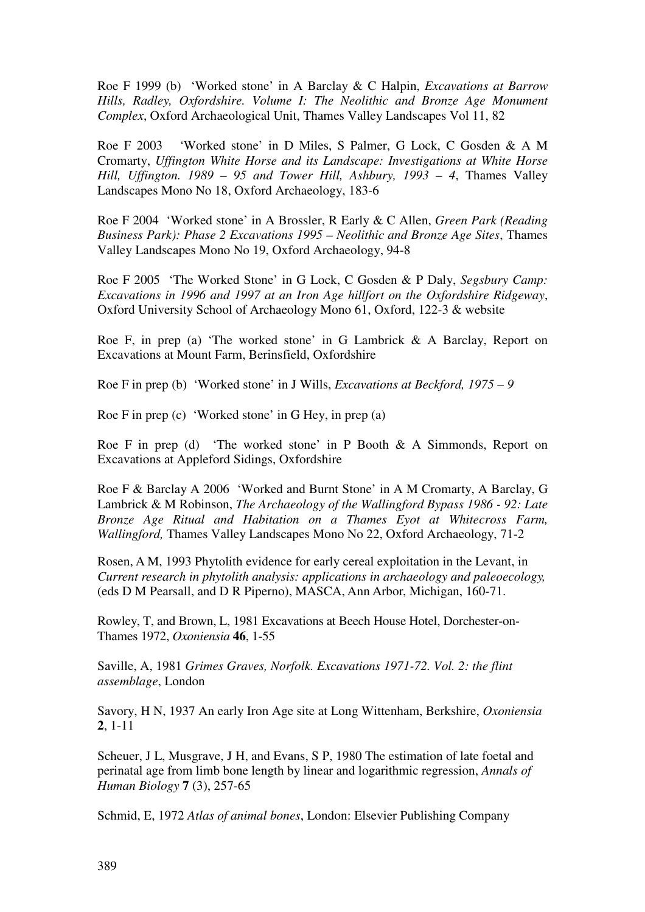Roe F 1999 (b) 'Worked stone' in A Barclay & C Halpin, *Excavations at Barrow Hills, Radley, Oxfordshire. Volume I: The Neolithic and Bronze Age Monument Complex*, Oxford Archaeological Unit, Thames Valley Landscapes Vol 11, 82

Roe F 2003 'Worked stone' in D Miles, S Palmer, G Lock, C Gosden & A M Cromarty, *Uffington White Horse and its Landscape: Investigations at White Horse Hill, Uffington. 1989 – 95 and Tower Hill, Ashbury, 1993 – 4*, Thames Valley Landscapes Mono No 18, Oxford Archaeology, 183-6

Roe F 2004 'Worked stone' in A Brossler, R Early & C Allen, *Green Park (Reading Business Park): Phase 2 Excavations 1995 – Neolithic and Bronze Age Sites*, Thames Valley Landscapes Mono No 19, Oxford Archaeology, 94-8

Roe F 2005 'The Worked Stone' in G Lock, C Gosden & P Daly, *Segsbury Camp: Excavations in 1996 and 1997 at an Iron Age hillfort on the Oxfordshire Ridgeway*, Oxford University School of Archaeology Mono 61, Oxford, 122-3 & website

Roe F, in prep (a) 'The worked stone' in G Lambrick & A Barclay, Report on Excavations at Mount Farm, Berinsfield, Oxfordshire

Roe F in prep (b) 'Worked stone' in J Wills, *Excavations at Beckford, 1975 – 9*

Roe F in prep (c) 'Worked stone' in G Hey, in prep (a)

Roe F in prep (d) 'The worked stone' in P Booth & A Simmonds, Report on Excavations at Appleford Sidings, Oxfordshire

Roe F & Barclay A 2006 'Worked and Burnt Stone' in A M Cromarty, A Barclay, G Lambrick & M Robinson, *The Archaeology of the Wallingford Bypass 1986 - 92: Late Bronze Age Ritual and Habitation on a Thames Eyot at Whitecross Farm, Wallingford,* Thames Valley Landscapes Mono No 22, Oxford Archaeology, 71-2

Rosen, A M, 1993 Phytolith evidence for early cereal exploitation in the Levant, in *Current research in phytolith analysis: applications in archaeology and paleoecology,* (eds D M Pearsall, and D R Piperno), MASCA, Ann Arbor, Michigan, 160-71.

Rowley, T, and Brown, L, 1981 Excavations at Beech House Hotel, Dorchester-on-Thames 1972, *Oxoniensia* **46**, 1-55

Saville, A, 1981 *Grimes Graves, Norfolk. Excavations 1971-72. Vol. 2: the flint assemblage*, London

Savory, H N, 1937 An early Iron Age site at Long Wittenham, Berkshire, *Oxoniensia* **2**, 1-11

Scheuer, J L, Musgrave, J H, and Evans, S P, 1980 The estimation of late foetal and perinatal age from limb bone length by linear and logarithmic regression, *Annals of Human Biology* **7** (3), 257-65

Schmid, E, 1972 *Atlas of animal bones*, London: Elsevier Publishing Company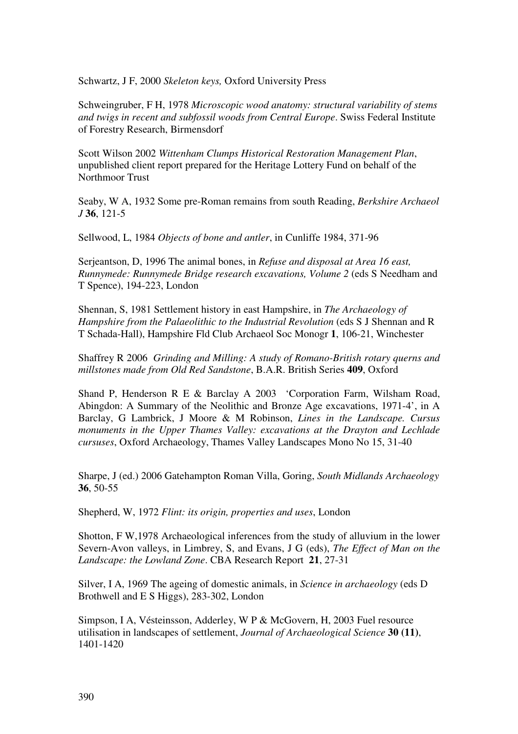Schwartz, J F, 2000 *Skeleton keys,* Oxford University Press

Schweingruber, F H, 1978 *Microscopic wood anatomy: structural variability of stems and twigs in recent and subfossil woods from Central Europe*. Swiss Federal Institute of Forestry Research, Birmensdorf

Scott Wilson 2002 *Wittenham Clumps Historical Restoration Management Plan*, unpublished client report prepared for the Heritage Lottery Fund on behalf of the Northmoor Trust

Seaby, W A, 1932 Some pre-Roman remains from south Reading, *Berkshire Archaeol J* **36**, 121-5

Sellwood, L, 1984 *Objects of bone and antler*, in Cunliffe 1984, 371-96

Serjeantson, D, 1996 The animal bones, in *Refuse and disposal at Area 16 east, Runnymede: Runnymede Bridge research excavations, Volume 2* (eds S Needham and T Spence), 194-223, London

Shennan, S, 1981 Settlement history in east Hampshire, in *The Archaeology of Hampshire from the Palaeolithic to the Industrial Revolution* (eds S J Shennan and R T Schada-Hall), Hampshire Fld Club Archaeol Soc Monogr **1**, 106-21, Winchester

Shaffrey R 2006 *Grinding and Milling: A study of Romano-British rotary querns and millstones made from Old Red Sandstone*, B.A.R. British Series **409**, Oxford

Shand P, Henderson R E & Barclay A 2003 'Corporation Farm, Wilsham Road, Abingdon: A Summary of the Neolithic and Bronze Age excavations, 1971-4', in A Barclay, G Lambrick, J Moore & M Robinson, *Lines in the Landscape. Cursus monuments in the Upper Thames Valley: excavations at the Drayton and Lechlade cursuses*, Oxford Archaeology, Thames Valley Landscapes Mono No 15, 31-40

Sharpe, J (ed.) 2006 Gatehampton Roman Villa, Goring, *South Midlands Archaeology* **36**, 50-55

Shepherd, W, 1972 *Flint: its origin, properties and uses*, London

Shotton, F W,1978 Archaeological inferences from the study of alluvium in the lower Severn-Avon valleys, in Limbrey, S, and Evans, J G (eds), *The Effect of Man on the Landscape: the Lowland Zone*. CBA Research Report **21**, 27-31

Silver, I A, 1969 The ageing of domestic animals, in *Science in archaeology* (eds D Brothwell and E S Higgs), 283-302, London

Simpson, I A, Vésteinsson, Adderley, W P & McGovern, H, 2003 Fuel resource utilisation in landscapes of settlement, *Journal of Archaeological Science* **30 (11)**, 1401-1420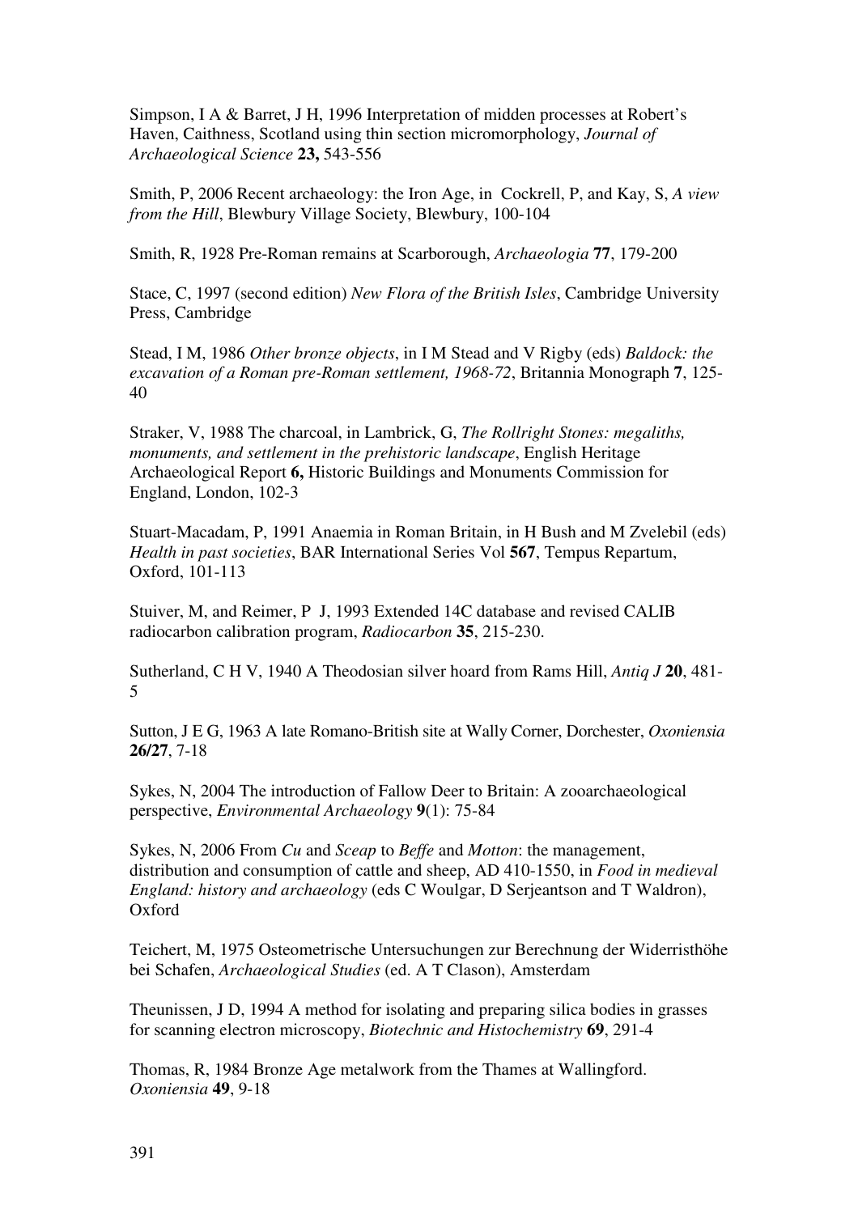Simpson, I A & Barret, J H, 1996 Interpretation of midden processes at Robert's Haven, Caithness, Scotland using thin section micromorphology, *Journal of Archaeological Science* **23,** 543-556

Smith, P, 2006 Recent archaeology: the Iron Age, in Cockrell, P, and Kay, S, *A view from the Hill*, Blewbury Village Society, Blewbury, 100-104

Smith, R, 1928 Pre-Roman remains at Scarborough, *Archaeologia* **77**, 179-200

Stace, C, 1997 (second edition) *New Flora of the British Isles*, Cambridge University Press, Cambridge

Stead, I M, 1986 *Other bronze objects*, in I M Stead and V Rigby (eds) *Baldock: the excavation of a Roman pre-Roman settlement, 1968-72*, Britannia Monograph **7**, 125-40

Straker, V, 1988 The charcoal, in Lambrick, G, *The Rollright Stones: megaliths, monuments, and settlement in the prehistoric landscape*, English Heritage Archaeological Report **6,** Historic Buildings and Monuments Commission for England, London, 102-3

Stuart-Macadam, P, 1991 Anaemia in Roman Britain, in H Bush and M Zvelebil (eds) *Health in past societies*, BAR International Series Vol **567**, Tempus Repartum, Oxford, 101-113

Stuiver, M, and Reimer, P J, 1993 Extended 14C database and revised CALIB radiocarbon calibration program, *Radiocarbon* **35**, 215-230.

Sutherland, C H V, 1940 A Theodosian silver hoard from Rams Hill, *Antiq J* **20**, 481-5

Sutton, J E G, 1963 A late Romano-British site at Wally Corner, Dorchester, *Oxoniensia* **26/27**, 7-18

Sykes, N, 2004 The introduction of Fallow Deer to Britain: A zooarchaeological perspective, *Environmental Archaeology* **9**(1): 75-84

Sykes, N, 2006 From *Cu* and *Sceap* to *Beffe* and *Motton*: the management, distribution and consumption of cattle and sheep, AD 410-1550, in *Food in medieval England: history and archaeology* (eds C Woulgar, D Serjeantson and T Waldron), Oxford

Teichert, M, 1975 Osteometrische Untersuchungen zur Berechnung der Widerristhöhe bei Schafen, *Archaeological Studies* (ed. A T Clason), Amsterdam

Theunissen, J D, 1994 A method for isolating and preparing silica bodies in grasses for scanning electron microscopy, *Biotechnic and Histochemistry* **69**, 291-4

Thomas, R, 1984 Bronze Age metalwork from the Thames at Wallingford. *Oxoniensia* **49**, 9-18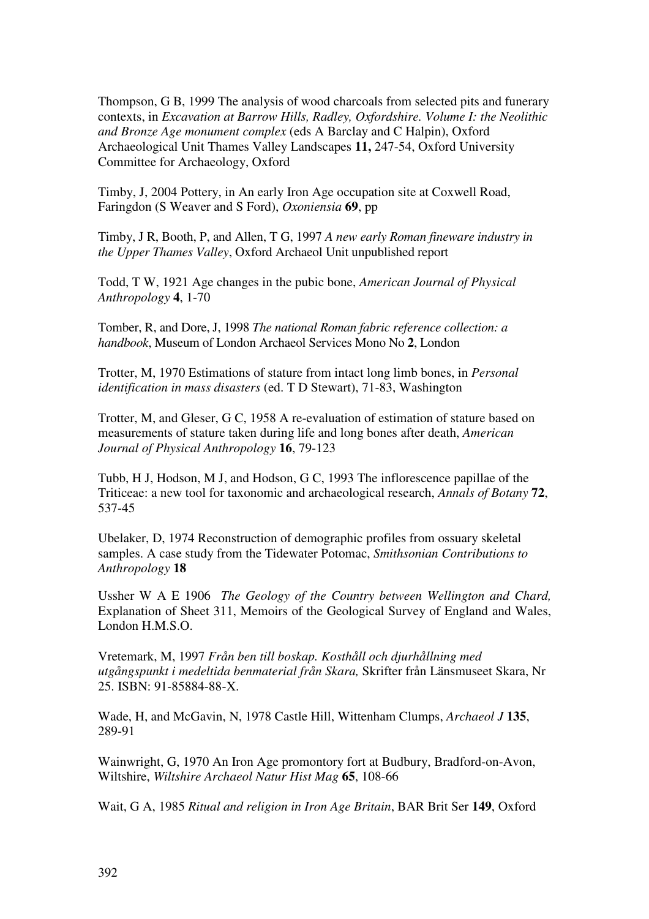Thompson, G B, 1999 The analysis of wood charcoals from selected pits and funerary contexts, in *Excavation at Barrow Hills, Radley, Oxfordshire. Volume I: the Neolithic and Bronze Age monument complex* (eds A Barclay and C Halpin), Oxford Archaeological Unit Thames Valley Landscapes **11,** 247-54, Oxford University Committee for Archaeology, Oxford

Timby, J, 2004 Pottery, in An early Iron Age occupation site at Coxwell Road, Faringdon (S Weaver and S Ford), *Oxoniensia* **69**, pp

Timby, J R, Booth, P, and Allen, T G, 1997 *A new early Roman fineware industry in the Upper Thames Valley*, Oxford Archaeol Unit unpublished report

Todd, T W, 1921 Age changes in the pubic bone, *American Journal of Physical Anthropology* **4**, 1-70

Tomber, R, and Dore, J, 1998 *The national Roman fabric reference collection: a handbook*, Museum of London Archaeol Services Mono No **2**, London

Trotter, M, 1970 Estimations of stature from intact long limb bones, in *Personal identification in mass disasters* (ed. T D Stewart), 71-83, Washington

Trotter, M, and Gleser, G C, 1958 A re-evaluation of estimation of stature based on measurements of stature taken during life and long bones after death, *American Journal of Physical Anthropology* **16**, 79-123

Tubb, H J, Hodson, M J, and Hodson, G C, 1993 The inflorescence papillae of the Triticeae: a new tool for taxonomic and archaeological research, *Annals of Botany* **72**, 537-45

Ubelaker, D, 1974 Reconstruction of demographic profiles from ossuary skeletal samples. A case study from the Tidewater Potomac, *Smithsonian Contributions to Anthropology* **18**

Ussher W A E 1906 *The Geology of the Country between Wellington and Chard,* Explanation of Sheet 311, Memoirs of the Geological Survey of England and Wales, London H.M.S.O.

Vretemark, M, 1997 *Från ben till boskap. Kosthåll och djurhållning med utgångspunkt i medeltida benmaterial från Skara,* Skrifter från Länsmuseet Skara, Nr 25. ISBN: 91-85884-88-X.

Wade, H, and McGavin, N, 1978 Castle Hill, Wittenham Clumps, *Archaeol J* **135**, 289-91

Wainwright, G, 1970 An Iron Age promontory fort at Budbury, Bradford-on-Avon, Wiltshire, *Wiltshire Archaeol Natur Hist Mag* **65**, 108-66

Wait, G A, 1985 *Ritual and religion in Iron Age Britain*, BAR Brit Ser **149**, Oxford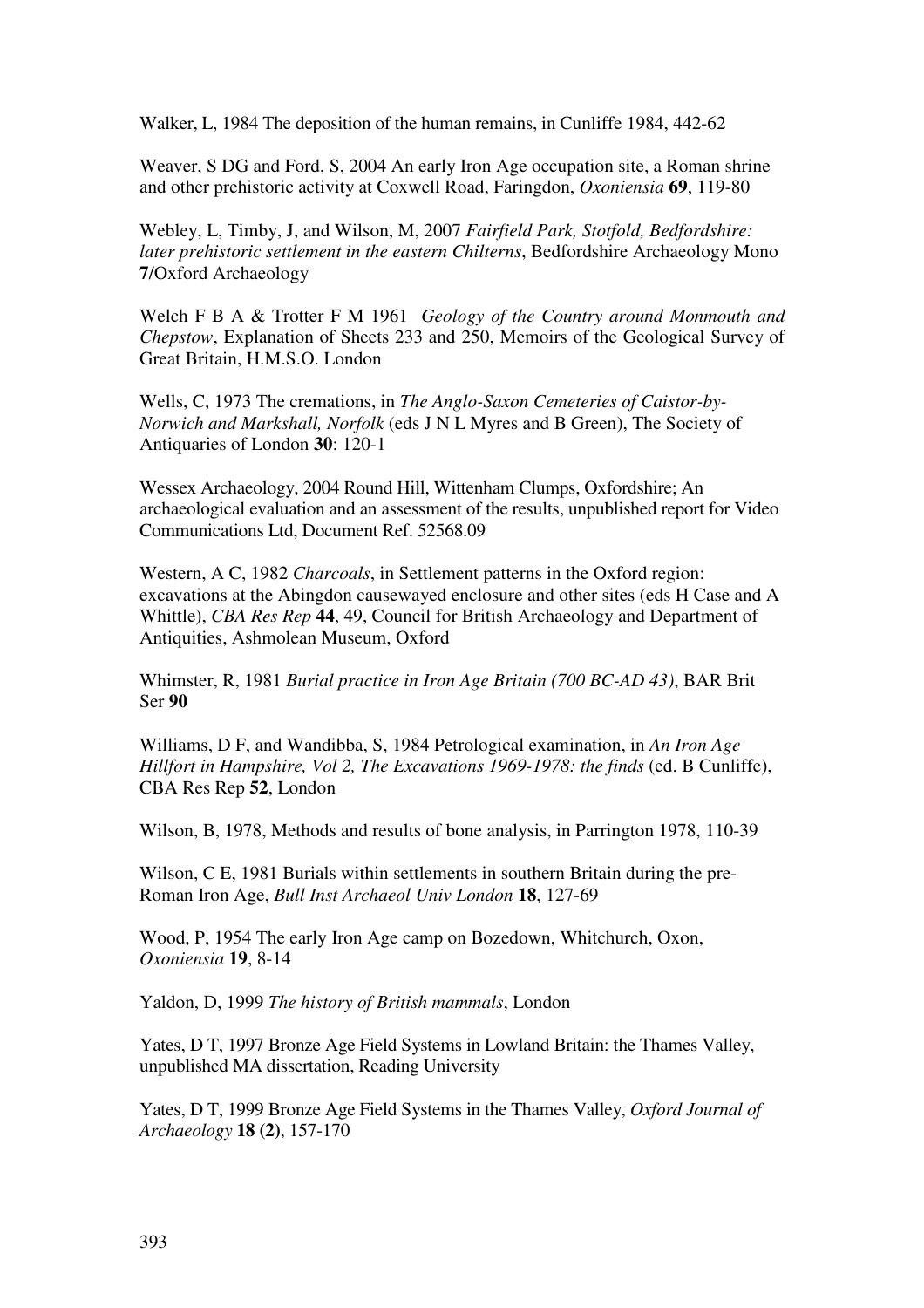Walker, L, 1984 The deposition of the human remains, in Cunliffe 1984, 442-62

Weaver, S DG and Ford, S, 2004 An early Iron Age occupation site, a Roman shrine and other prehistoric activity at Coxwell Road, Faringdon, *Oxoniensia* **69**, 119-80

Webley, L, Timby, J, and Wilson, M, 2007 *Fairfield Park, Stotfold, Bedfordshire: later prehistoric settlement in the eastern Chilterns*, Bedfordshire Archaeology Mono **7**/Oxford Archaeology

Welch F B A & Trotter F M 1961 *Geology of the Country around Monmouth and Chepstow*, Explanation of Sheets 233 and 250, Memoirs of the Geological Survey of Great Britain, H.M.S.O. London

Wells, C, 1973 The cremations, in *The Anglo-Saxon Cemeteries of Caistor-by-Norwich and Markshall, Norfolk* (eds J N L Myres and B Green), The Society of Antiquaries of London **30**: 120-1

Wessex Archaeology, 2004 Round Hill, Wittenham Clumps, Oxfordshire; An archaeological evaluation and an assessment of the results, unpublished report for Video Communications Ltd, Document Ref. 52568.09

Western, A C, 1982 *Charcoals*, in Settlement patterns in the Oxford region: excavations at the Abingdon causewayed enclosure and other sites (eds H Case and A Whittle), *CBA Res Rep* **44**, 49, Council for British Archaeology and Department of Antiquities, Ashmolean Museum, Oxford

Whimster, R, 1981 *Burial practice in Iron Age Britain (700 BC-AD 43)*, BAR Brit Ser **90**

Williams, D F, and Wandibba, S, 1984 Petrological examination, in *An Iron Age Hillfort in Hampshire, Vol 2, The Excavations 1969-1978: the finds* (ed. B Cunliffe), CBA Res Rep **52**, London

Wilson, B, 1978, Methods and results of bone analysis, in Parrington 1978, 110-39

Wilson, C E, 1981 Burials within settlements in southern Britain during the pre-Roman Iron Age, *Bull Inst Archaeol Univ London* **18**, 127-69

Wood, P, 1954 The early Iron Age camp on Bozedown, Whitchurch, Oxon, *Oxoniensia* **19**, 8-14

Yaldon, D, 1999 *The history of British mammals*, London

Yates, D T, 1997 Bronze Age Field Systems in Lowland Britain: the Thames Valley, unpublished MA dissertation, Reading University

Yates, D T, 1999 Bronze Age Field Systems in the Thames Valley, *Oxford Journal of Archaeology* **18 (2)**, 157-170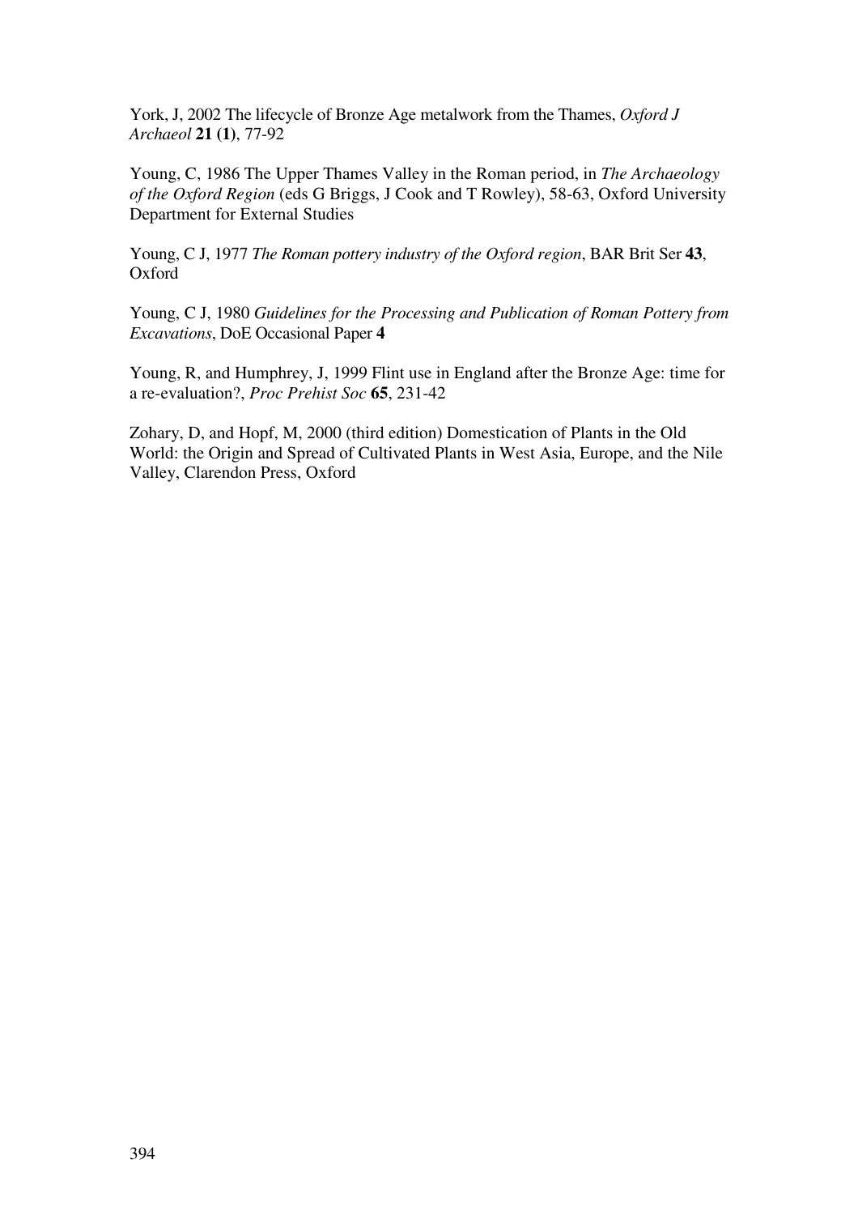York, J, 2002 The lifecycle of Bronze Age metalwork from the Thames, *Oxford J Archaeol* **21 (1)**, 77-92

Young, C, 1986 The Upper Thames Valley in the Roman period, in *The Archaeology of the Oxford Region* (eds G Briggs, J Cook and T Rowley), 58-63, Oxford University Department for External Studies

Young, C J, 1977 *The Roman pottery industry of the Oxford region*, BAR Brit Ser **43**, Oxford

Young, C J, 1980 *Guidelines for the Processing and Publication of Roman Pottery from Excavations*, DoE Occasional Paper **4**

Young, R, and Humphrey, J, 1999 Flint use in England after the Bronze Age: time for a re-evaluation?, *Proc Prehist Soc* **65**, 231-42

Zohary, D, and Hopf, M, 2000 (third edition) Domestication of Plants in the Old World: the Origin and Spread of Cultivated Plants in West Asia, Europe, and the Nile Valley, Clarendon Press, Oxford